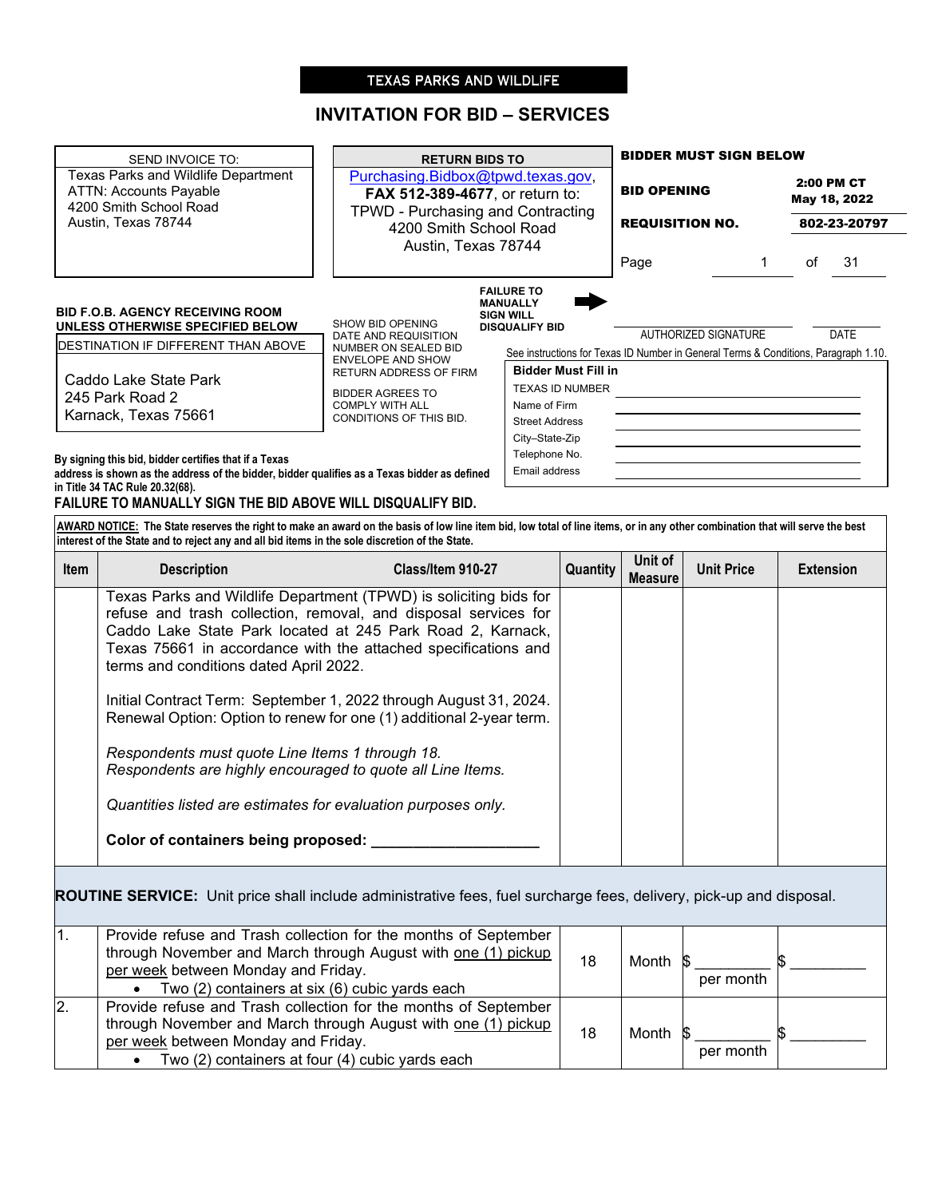# TEXAS PARKS AND WILDLIFE

## INVITATION FOR BID – SERVICES

**SEND INVOICE TO:**
Texas Parks and Wildlife Department
ATTN: Accounts Payable
4200 Smith School Road
Austin, Texas 78744

**RETURN BIDS TO**
Purchasing.Bidbox@tpwd.texas.gov, **FAX 512-389-4677**, or return to:
TPWD - Purchasing and Contracting
4200 Smith School Road
Austin, Texas 78744

**BIDDER MUST SIGN BELOW**

**BID OPENING** — **2:00 PM CT May 18, 2022**

**REQUISITION NO.** — **802-23-20797**

**BID F.O.B. AGENCY RECEIVING ROOM UNLESS OTHERWISE SPECIFIED BELOW**

DESTINATION IF DIFFERENT THAN ABOVE

Caddo Lake State Park
245 Park Road 2
Karnack, Texas 75661

SHOW BID OPENING DATE AND REQUISITION NUMBER ON SEALED BID ENVELOPE AND SHOW RETURN ADDRESS OF FIRM

BIDDER AGREES TO COMPLY WITH ALL CONDITIONS OF THIS BID.

**FAILURE TO MANUALLY SIGN WILL DISQUALIFY BID** ➡

AUTHORIZED SIGNATURE ____________________ DATE __________

See instructions for Texas ID Number in General Terms & Conditions, Paragraph 1.10.

**Bidder Must Fill in**

| | |
|---|---|
| TEXAS ID NUMBER | |
| Name of Firm | |
| Street Address | |
| City–State-Zip | |
| Telephone No. | |
| Email address | |

**By signing this bid, bidder certifies that if a Texas address is shown as the address of the bidder, bidder qualifies as a Texas bidder as defined in Title 34 TAC Rule 20.32(68).**

**FAILURE TO MANUALLY SIGN THE BID ABOVE WILL DISQUALIFY BID.**

**AWARD NOTICE:** **The State reserves the right to make an award on the basis of low line item bid, low total of line items, or in any other combination that will serve the best interest of the State and to reject any and all bid items in the sole discretion of the State.**

| Item | Description Class/Item 910-27 | Quantity | Unit of Measure | Unit Price | Extension |
|---|---|---|---|---|---|
| | Texas Parks and Wildlife Department (TPWD) is soliciting bids for refuse and trash collection, removal, and disposal services for Caddo Lake State Park located at 245 Park Road 2, Karnack, Texas 75661 in accordance with the attached specifications and terms and conditions dated April 2022.<br><br>Initial Contract Term: September 1, 2022 through August 31, 2024.<br>Renewal Option: Option to renew for one (1) additional 2-year term.<br><br>*Respondents must quote Line Items 1 through 18.*<br>*Respondents are highly encouraged to quote all Line Items.*<br><br>*Quantities listed are estimates for evaluation purposes only.*<br><br>**Color of containers being proposed: ____________________** | | | | |
| **ROUTINE SERVICE:** Unit price shall include administrative fees, fuel surcharge fees, delivery, pick-up and disposal. | | | | | |
| 1. | Provide refuse and Trash collection for the months of September through November and March through August with one (1) pickup per week between Monday and Friday.<br>• Two (2) containers at six (6) cubic yards each | 18 | Month | $ __________ per month | $ __________ |
| 2. | Provide refuse and Trash collection for the months of September through November and March through August with one (1) pickup per week between Monday and Friday.<br>• Two (2) containers at four (4) cubic yards each | 18 | Month | $ __________ per month | $ __________ |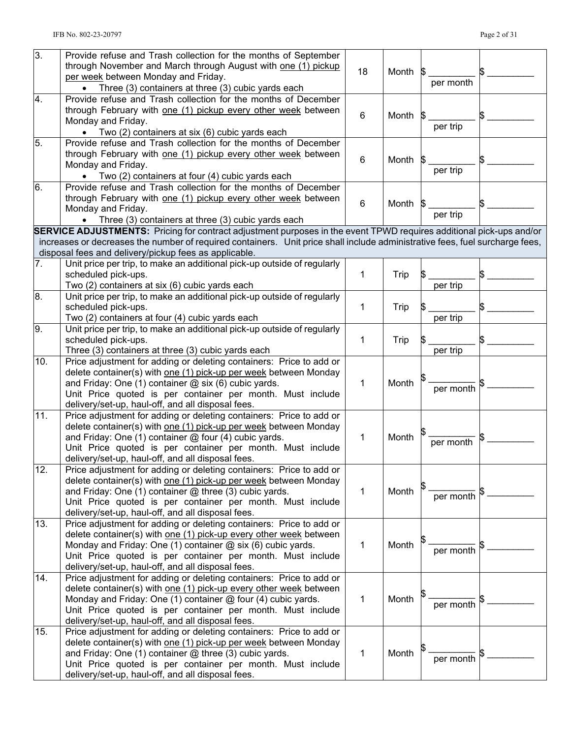| | | | | | |
|---|---|---|---|---|---|
| 3. | Provide refuse and Trash collection for the months of September through November and March through August with <u>one (1) pickup per week</u> between Monday and Friday.<br>• Three (3) containers at three (3) cubic yards each | 18 | Month | $ _________ per month | $ _________ |
| 4. | Provide refuse and Trash collection for the months of December through February with <u>one (1) pickup every other week</u> between Monday and Friday.<br>• Two (2) containers at six (6) cubic yards each | 6 | Month | $ _________ per trip | $ _________ |
| 5. | Provide refuse and Trash collection for the months of December through February with <u>one (1) pickup every other week</u> between Monday and Friday.<br>• Two (2) containers at four (4) cubic yards each | 6 | Month | $ _________ per trip | $ _________ |
| 6. | Provide refuse and Trash collection for the months of December through February with <u>one (1) pickup every other week</u> between Monday and Friday.<br>• Three (3) containers at three (3) cubic yards each | 6 | Month | $ _________ per trip | $ _________ |
| **SERVICE ADJUSTMENTS:** Pricing for contract adjustment purposes in the event TPWD requires additional pick-ups and/or increases or decreases the number of required containers. Unit price shall include administrative fees, fuel surcharge fees, disposal fees and delivery/pickup fees as applicable. | | | | | |
| 7. | Unit price per trip, to make an additional pick-up outside of regularly scheduled pick-ups.<br>Two (2) containers at six (6) cubic yards each | 1 | Trip | $ _________ per trip | $ _________ |
| 8. | Unit price per trip, to make an additional pick-up outside of regularly scheduled pick-ups.<br>Two (2) containers at four (4) cubic yards each | 1 | Trip | $ _________ per trip | $ _________ |
| 9. | Unit price per trip, to make an additional pick-up outside of regularly scheduled pick-ups.<br>Three (3) containers at three (3) cubic yards each | 1 | Trip | $ _________ per trip | $ _________ |
| 10. | Price adjustment for adding or deleting container(s) with <u>one (1) pick-up per week</u> between Monday and Friday: One (1) container @ six (6) cubic yards.<br>Unit Price quoted is per container per month. Must include delivery/set-up, haul-off, and all disposal fees. | 1 | Month | $ _________ per month | $ _________ |
| 11. | Price adjustment for adding or deleting container(s) with <u>one (1) pick-up per week</u> between Monday and Friday: One (1) container @ four (4) cubic yards.<br>Unit Price quoted is per container per month. Must include delivery/set-up, haul-off, and all disposal fees. | 1 | Month | $ _________ per month | $ _________ |
| 12. | Price adjustment for adding or deleting containers: Price to add or delete container(s) with <u>one (1) pick-up per week</u> between Monday and Friday: One (1) container @ three (3) cubic yards.<br>Unit Price quoted is per container per month. Must include delivery/set-up, haul-off, and all disposal fees. | 1 | Month | $ _________ per month | $ _________ |
| 13. | Price adjustment for adding or deleting containers: Price to add or delete container(s) with <u>one (1) pick-up every other week</u> between Monday and Friday: One (1) container @ six (6) cubic yards.<br>Unit Price quoted is per container per month. Must include delivery/set-up, haul-off, and all disposal fees. | 1 | Month | $ _________ per month | $ _________ |
| 14. | Price adjustment for adding or deleting containers: Price to add or delete container(s) with <u>one (1) pick-up every other week</u> between Monday and Friday: One (1) container @ four (4) cubic yards.<br>Unit Price quoted is per container per month. Must include delivery/set-up, haul-off, and all disposal fees. | 1 | Month | $ _________ per month | $ _________ |
| 15. | Price adjustment for adding or deleting containers: Price to add or delete container(s) with <u>one (1) pick-up per week</u> between Monday and Friday: One (1) container @ three (3) cubic yards.<br>Unit Price quoted is per container per month. Must include delivery/set-up, haul-off, and all disposal fees. | 1 | Month | $ _________ per month | $ _________ |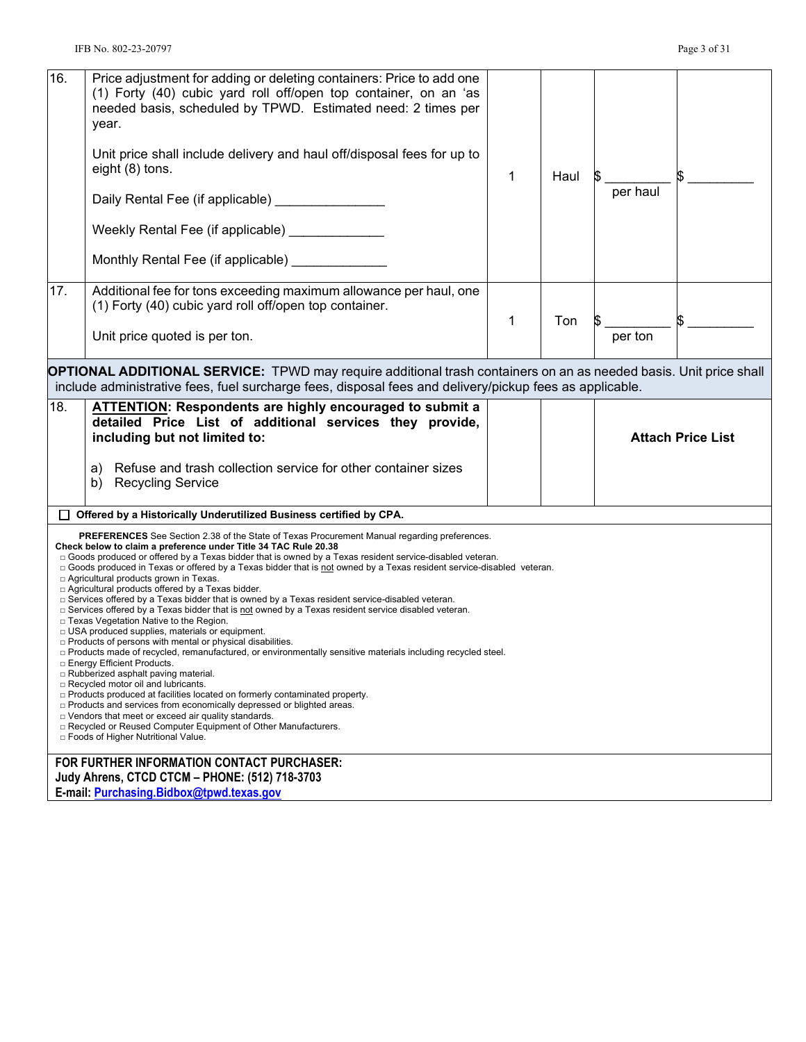| | | | | | |
|---|---|---|---|---|---|
| 16. | Price adjustment for adding or deleting containers: Price to add one (1) Forty (40) cubic yard roll off/open top container, on an 'as needed basis, scheduled by TPWD. Estimated need: 2 times per year.<br><br>Unit price shall include delivery and haul off/disposal fees for up to eight (8) tons.<br><br>Daily Rental Fee (if applicable) _______________<br><br>Weekly Rental Fee (if applicable) _____________<br><br>Monthly Rental Fee (if applicable) _____________ | 1 | Haul | $ _________ per haul | $ _________ |
| 17. | Additional fee for tons exceeding maximum allowance per haul, one (1) Forty (40) cubic yard roll off/open top container.<br><br>Unit price quoted is per ton. | 1 | Ton | $ _________ per ton | $ _________ |
| **OPTIONAL ADDITIONAL SERVICE:** TPWD may require additional trash containers on an as needed basis. Unit price shall include administrative fees, fuel surcharge fees, disposal fees and delivery/pickup fees as applicable. | | | | | |
| 18. | **ATTENTION: Respondents are highly encouraged to submit a detailed Price List of additional services they provide, including but not limited to:**<br><br>a) Refuse and trash collection service for other container sizes<br>b) Recycling Service | | | **Attach Price List** | |

☐ **Offered by a Historically Underutilized Business certified by CPA.**

**PREFERENCES** See Section 2.38 of the State of Texas Procurement Manual regarding preferences.
**Check below to claim a preference under Title 34 TAC Rule 20.38**

- □ Goods produced or offered by a Texas bidder that is owned by a Texas resident service-disabled veteran.
- □ Goods produced in Texas or offered by a Texas bidder that is not owned by a Texas resident service-disabled veteran.
- □ Agricultural products grown in Texas.
- □ Agricultural products offered by a Texas bidder.
- □ Services offered by a Texas bidder that is owned by a Texas resident service-disabled veteran.
- □ Services offered by a Texas bidder that is not owned by a Texas resident service disabled veteran.
- □ Texas Vegetation Native to the Region.
- □ USA produced supplies, materials or equipment.
- □ Products of persons with mental or physical disabilities.
- □ Products made of recycled, remanufactured, or environmentally sensitive materials including recycled steel.
- □ Energy Efficient Products.
- □ Rubberized asphalt paving material.
- □ Recycled motor oil and lubricants.
- □ Products produced at facilities located on formerly contaminated property.
- □ Products and services from economically depressed or blighted areas.
- □ Vendors that meet or exceed air quality standards.
- □ Recycled or Reused Computer Equipment of Other Manufacturers.
- □ Foods of Higher Nutritional Value.

**FOR FURTHER INFORMATION CONTACT PURCHASER:**
**Judy Ahrens, CTCD CTCM – PHONE: (512) 718-3703**
**E-mail: Purchasing.Bidbox@tpwd.texas.gov**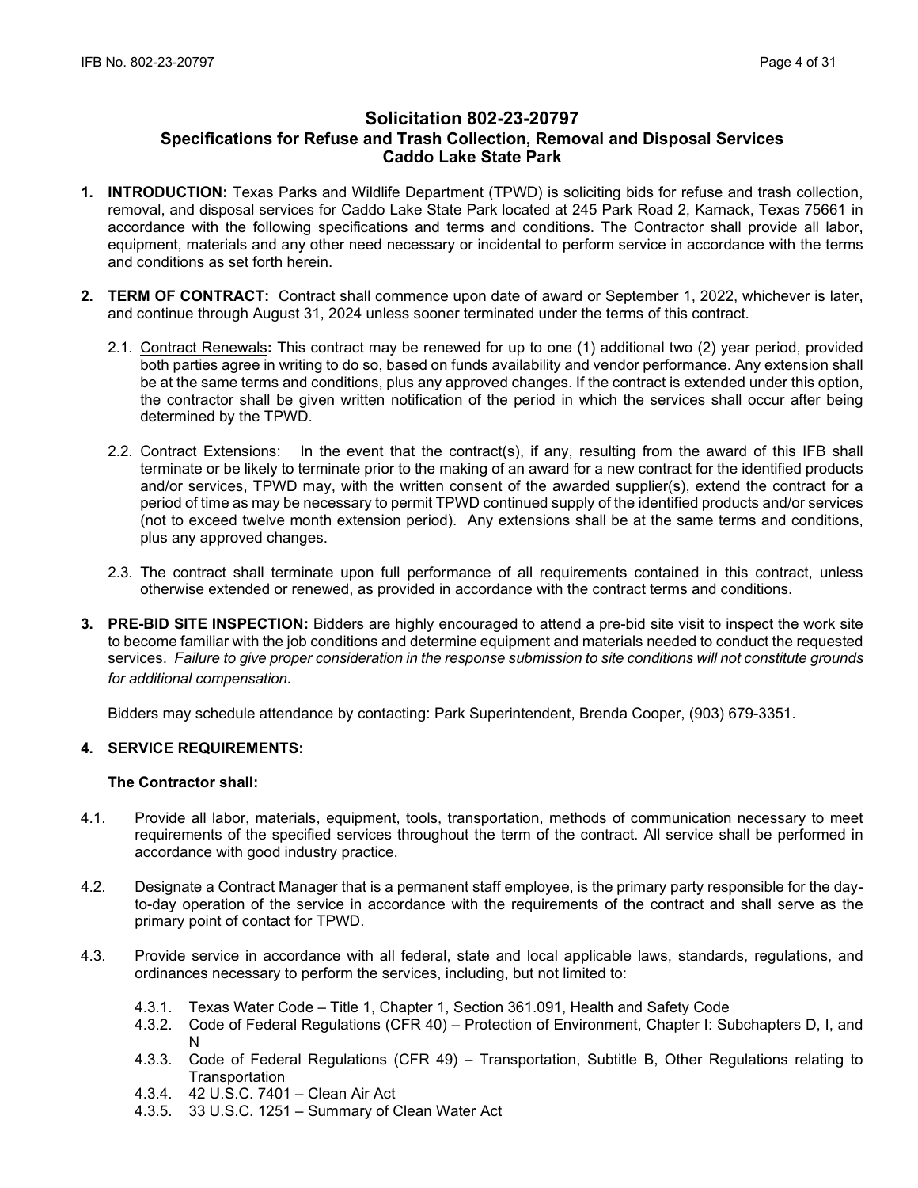## Solicitation 802-23-20797
## Specifications for Refuse and Trash Collection, Removal and Disposal Services
## Caddo Lake State Park

1. **INTRODUCTION:** Texas Parks and Wildlife Department (TPWD) is soliciting bids for refuse and trash collection, removal, and disposal services for Caddo Lake State Park located at 245 Park Road 2, Karnack, Texas 75661 in accordance with the following specifications and terms and conditions. The Contractor shall provide all labor, equipment, materials and any other need necessary or incidental to perform service in accordance with the terms and conditions as set forth herein.

2. **TERM OF CONTRACT:** Contract shall commence upon date of award or September 1, 2022, whichever is later, and continue through August 31, 2024 unless sooner terminated under the terms of this contract.

   2.1. Contract Renewals**:** This contract may be renewed for up to one (1) additional two (2) year period, provided both parties agree in writing to do so, based on funds availability and vendor performance. Any extension shall be at the same terms and conditions, plus any approved changes. If the contract is extended under this option, the contractor shall be given written notification of the period in which the services shall occur after being determined by the TPWD.

   2.2. Contract Extensions: In the event that the contract(s), if any, resulting from the award of this IFB shall terminate or be likely to terminate prior to the making of an award for a new contract for the identified products and/or services, TPWD may, with the written consent of the awarded supplier(s), extend the contract for a period of time as may be necessary to permit TPWD continued supply of the identified products and/or services (not to exceed twelve month extension period). Any extensions shall be at the same terms and conditions, plus any approved changes.

   2.3. The contract shall terminate upon full performance of all requirements contained in this contract, unless otherwise extended or renewed, as provided in accordance with the contract terms and conditions.

3. **PRE-BID SITE INSPECTION:** Bidders are highly encouraged to attend a pre-bid site visit to inspect the work site to become familiar with the job conditions and determine equipment and materials needed to conduct the requested services. *Failure to give proper consideration in the response submission to site conditions will not constitute grounds for additional compensation.*

   Bidders may schedule attendance by contacting: Park Superintendent, Brenda Cooper, (903) 679-3351.

4. **SERVICE REQUIREMENTS:**

   **The Contractor shall:**

4.1. Provide all labor, materials, equipment, tools, transportation, methods of communication necessary to meet requirements of the specified services throughout the term of the contract. All service shall be performed in accordance with good industry practice.

4.2. Designate a Contract Manager that is a permanent staff employee, is the primary party responsible for the day-to-day operation of the service in accordance with the requirements of the contract and shall serve as the primary point of contact for TPWD.

4.3. Provide service in accordance with all federal, state and local applicable laws, standards, regulations, and ordinances necessary to perform the services, including, but not limited to:

   4.3.1. Texas Water Code – Title 1, Chapter 1, Section 361.091, Health and Safety Code
   4.3.2. Code of Federal Regulations (CFR 40) – Protection of Environment, Chapter I: Subchapters D, I, and N
   4.3.3. Code of Federal Regulations (CFR 49) – Transportation, Subtitle B, Other Regulations relating to Transportation
   4.3.4. 42 U.S.C. 7401 – Clean Air Act
   4.3.5. 33 U.S.C. 1251 – Summary of Clean Water Act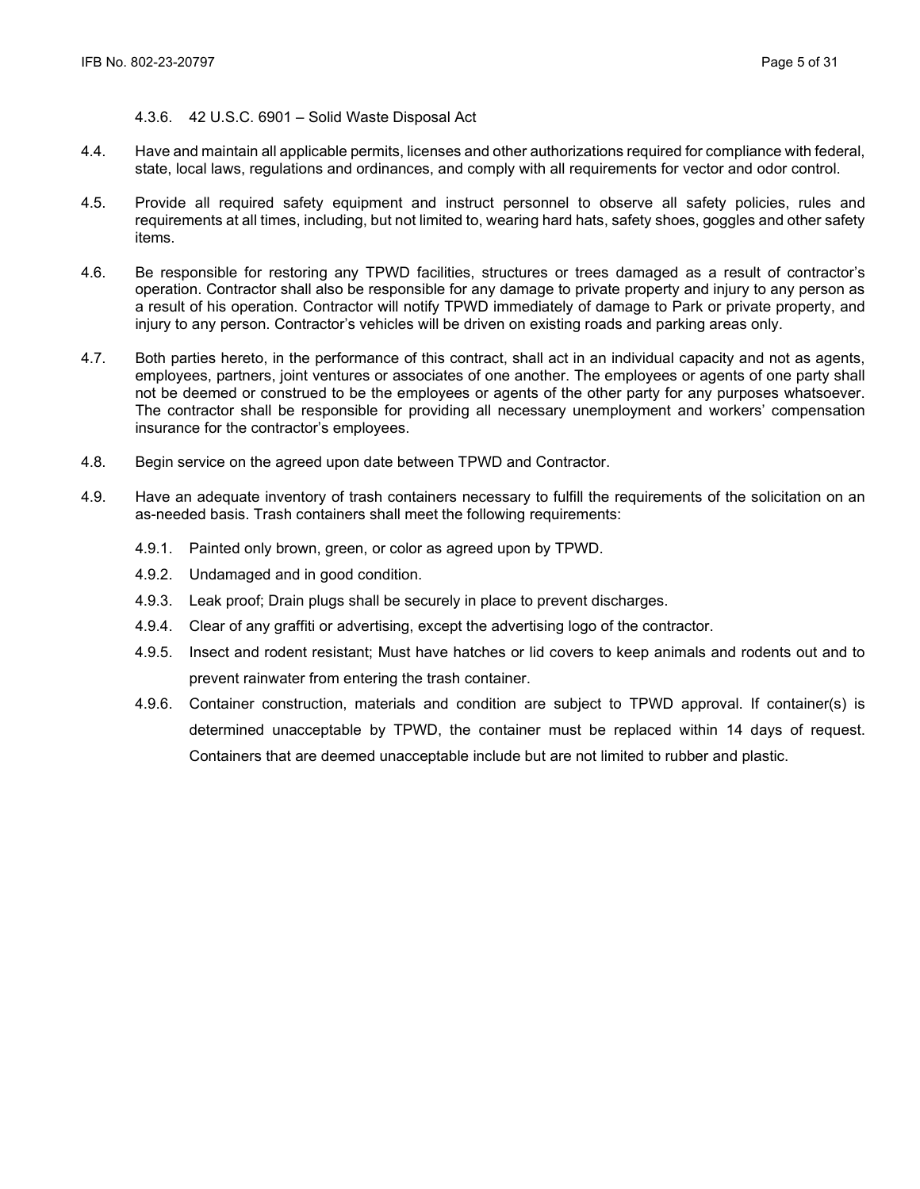4.3.6. 42 U.S.C. 6901 – Solid Waste Disposal Act

4.4. Have and maintain all applicable permits, licenses and other authorizations required for compliance with federal, state, local laws, regulations and ordinances, and comply with all requirements for vector and odor control.

4.5. Provide all required safety equipment and instruct personnel to observe all safety policies, rules and requirements at all times, including, but not limited to, wearing hard hats, safety shoes, goggles and other safety items.

4.6. Be responsible for restoring any TPWD facilities, structures or trees damaged as a result of contractor's operation. Contractor shall also be responsible for any damage to private property and injury to any person as a result of his operation. Contractor will notify TPWD immediately of damage to Park or private property, and injury to any person. Contractor's vehicles will be driven on existing roads and parking areas only.

4.7. Both parties hereto, in the performance of this contract, shall act in an individual capacity and not as agents, employees, partners, joint ventures or associates of one another. The employees or agents of one party shall not be deemed or construed to be the employees or agents of the other party for any purposes whatsoever. The contractor shall be responsible for providing all necessary unemployment and workers' compensation insurance for the contractor's employees.

4.8. Begin service on the agreed upon date between TPWD and Contractor.

4.9. Have an adequate inventory of trash containers necessary to fulfill the requirements of the solicitation on an as-needed basis. Trash containers shall meet the following requirements:

4.9.1. Painted only brown, green, or color as agreed upon by TPWD.

4.9.2. Undamaged and in good condition.

4.9.3. Leak proof; Drain plugs shall be securely in place to prevent discharges.

4.9.4. Clear of any graffiti or advertising, except the advertising logo of the contractor.

4.9.5. Insect and rodent resistant; Must have hatches or lid covers to keep animals and rodents out and to prevent rainwater from entering the trash container.

4.9.6. Container construction, materials and condition are subject to TPWD approval. If container(s) is determined unacceptable by TPWD, the container must be replaced within 14 days of request. Containers that are deemed unacceptable include but are not limited to rubber and plastic.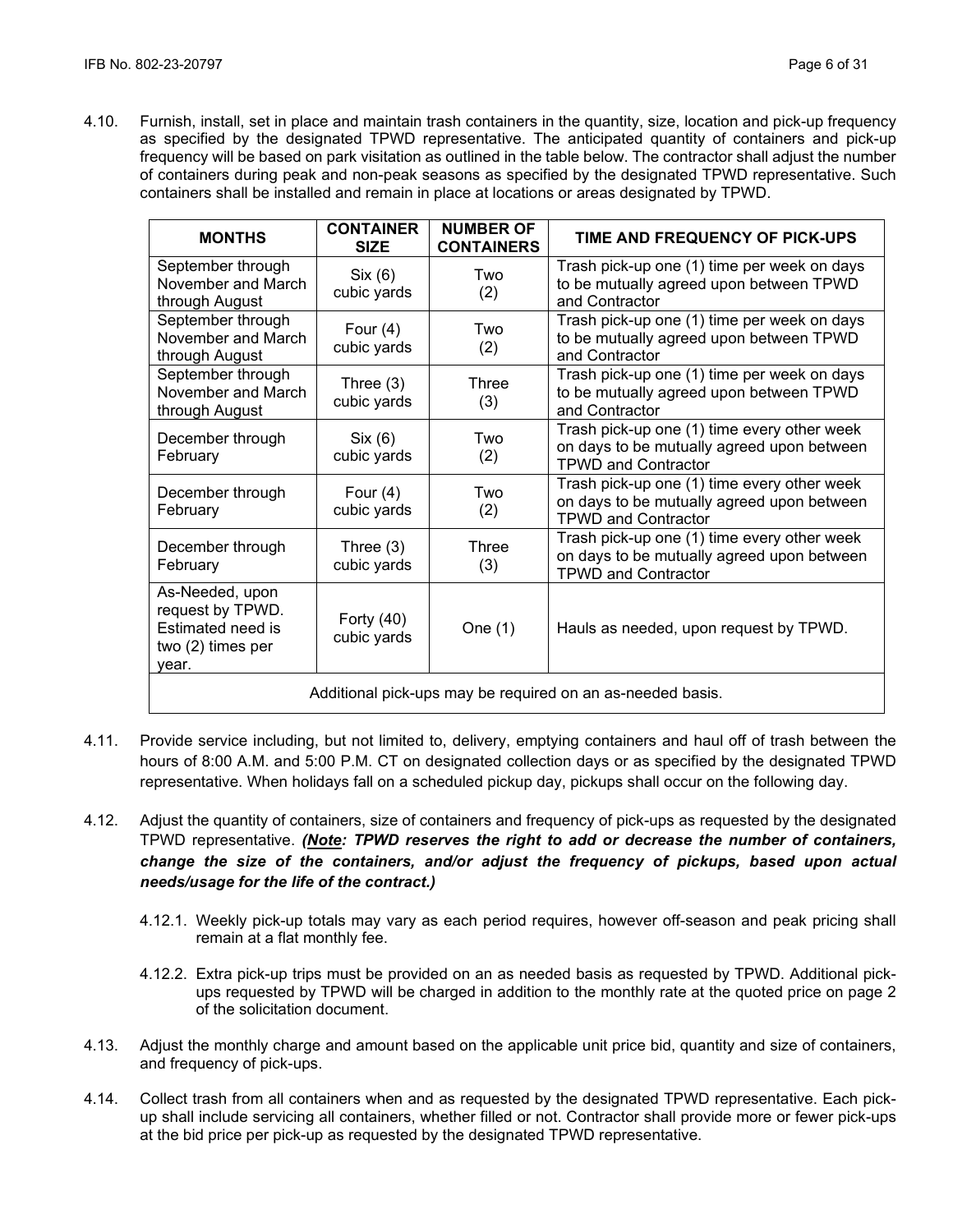4.10. Furnish, install, set in place and maintain trash containers in the quantity, size, location and pick-up frequency as specified by the designated TPWD representative. The anticipated quantity of containers and pick-up frequency will be based on park visitation as outlined in the table below. The contractor shall adjust the number of containers during peak and non-peak seasons as specified by the designated TPWD representative. Such containers shall be installed and remain in place at locations or areas designated by TPWD.

| MONTHS | CONTAINER SIZE | NUMBER OF CONTAINERS | TIME AND FREQUENCY OF PICK-UPS |
|---|---|---|---|
| September through November and March through August | Six (6) cubic yards | Two (2) | Trash pick-up one (1) time per week on days to be mutually agreed upon between TPWD and Contractor |
| September through November and March through August | Four (4) cubic yards | Two (2) | Trash pick-up one (1) time per week on days to be mutually agreed upon between TPWD and Contractor |
| September through November and March through August | Three (3) cubic yards | Three (3) | Trash pick-up one (1) time per week on days to be mutually agreed upon between TPWD and Contractor |
| December through February | Six (6) cubic yards | Two (2) | Trash pick-up one (1) time every other week on days to be mutually agreed upon between TPWD and Contractor |
| December through February | Four (4) cubic yards | Two (2) | Trash pick-up one (1) time every other week on days to be mutually agreed upon between TPWD and Contractor |
| December through February | Three (3) cubic yards | Three (3) | Trash pick-up one (1) time every other week on days to be mutually agreed upon between TPWD and Contractor |
| As-Needed, upon request by TPWD. Estimated need is two (2) times per year. | Forty (40) cubic yards | One (1) | Hauls as needed, upon request by TPWD. |
| Additional pick-ups may be required on an as-needed basis. | | | |

4.11. Provide service including, but not limited to, delivery, emptying containers and haul off of trash between the hours of 8:00 A.M. and 5:00 P.M. CT on designated collection days or as specified by the designated TPWD representative. When holidays fall on a scheduled pickup day, pickups shall occur on the following day.

4.12. Adjust the quantity of containers, size of containers and frequency of pick-ups as requested by the designated TPWD representative. ***(Note: TPWD reserves the right to add or decrease the number of containers, change the size of the containers, and/or adjust the frequency of pickups, based upon actual needs/usage for the life of the contract.)***

4.12.1. Weekly pick-up totals may vary as each period requires, however off-season and peak pricing shall remain at a flat monthly fee.

4.12.2. Extra pick-up trips must be provided on an as needed basis as requested by TPWD. Additional pick-ups requested by TPWD will be charged in addition to the monthly rate at the quoted price on page 2 of the solicitation document.

4.13. Adjust the monthly charge and amount based on the applicable unit price bid, quantity and size of containers, and frequency of pick-ups.

4.14. Collect trash from all containers when and as requested by the designated TPWD representative. Each pick-up shall include servicing all containers, whether filled or not. Contractor shall provide more or fewer pick-ups at the bid price per pick-up as requested by the designated TPWD representative.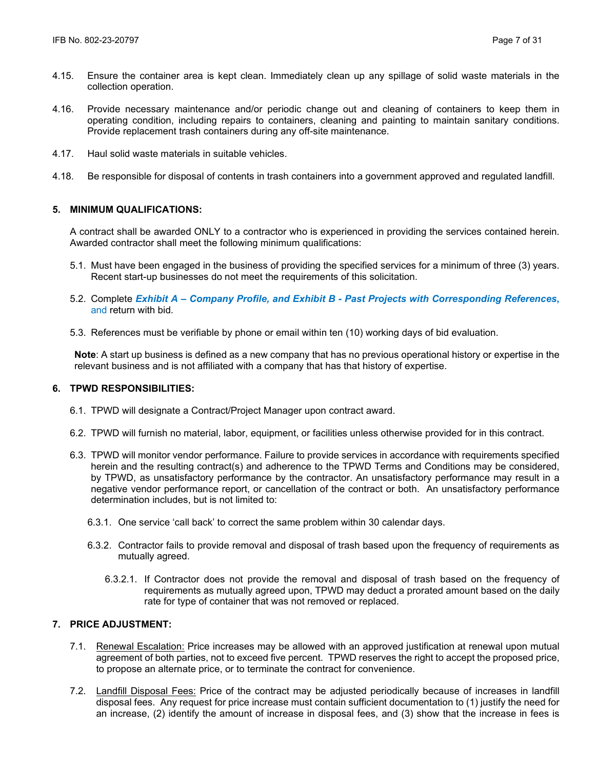4.15. Ensure the container area is kept clean. Immediately clean up any spillage of solid waste materials in the collection operation.

4.16. Provide necessary maintenance and/or periodic change out and cleaning of containers to keep them in operating condition, including repairs to containers, cleaning and painting to maintain sanitary conditions. Provide replacement trash containers during any off-site maintenance.

4.17. Haul solid waste materials in suitable vehicles.

4.18. Be responsible for disposal of contents in trash containers into a government approved and regulated landfill.

## 5. MINIMUM QUALIFICATIONS:

A contract shall be awarded ONLY to a contractor who is experienced in providing the services contained herein. Awarded contractor shall meet the following minimum qualifications:

5.1. Must have been engaged in the business of providing the specified services for a minimum of three (3) years. Recent start-up businesses do not meet the requirements of this solicitation.

5.2. Complete ***Exhibit A – Company Profile, and Exhibit B - Past Projects with Corresponding References***, and return with bid.

5.3. References must be verifiable by phone or email within ten (10) working days of bid evaluation.

**Note**: A start up business is defined as a new company that has no previous operational history or expertise in the relevant business and is not affiliated with a company that has that history of expertise.

## 6. TPWD RESPONSIBILITIES:

6.1. TPWD will designate a Contract/Project Manager upon contract award.

6.2. TPWD will furnish no material, labor, equipment, or facilities unless otherwise provided for in this contract.

6.3. TPWD will monitor vendor performance. Failure to provide services in accordance with requirements specified herein and the resulting contract(s) and adherence to the TPWD Terms and Conditions may be considered, by TPWD, as unsatisfactory performance by the contractor. An unsatisfactory performance may result in a negative vendor performance report, or cancellation of the contract or both. An unsatisfactory performance determination includes, but is not limited to:

6.3.1. One service 'call back' to correct the same problem within 30 calendar days.

6.3.2. Contractor fails to provide removal and disposal of trash based upon the frequency of requirements as mutually agreed.

6.3.2.1. If Contractor does not provide the removal and disposal of trash based on the frequency of requirements as mutually agreed upon, TPWD may deduct a prorated amount based on the daily rate for type of container that was not removed or replaced.

## 7. PRICE ADJUSTMENT:

7.1. Renewal Escalation: Price increases may be allowed with an approved justification at renewal upon mutual agreement of both parties, not to exceed five percent. TPWD reserves the right to accept the proposed price, to propose an alternate price, or to terminate the contract for convenience.

7.2. Landfill Disposal Fees: Price of the contract may be adjusted periodically because of increases in landfill disposal fees. Any request for price increase must contain sufficient documentation to (1) justify the need for an increase, (2) identify the amount of increase in disposal fees, and (3) show that the increase in fees is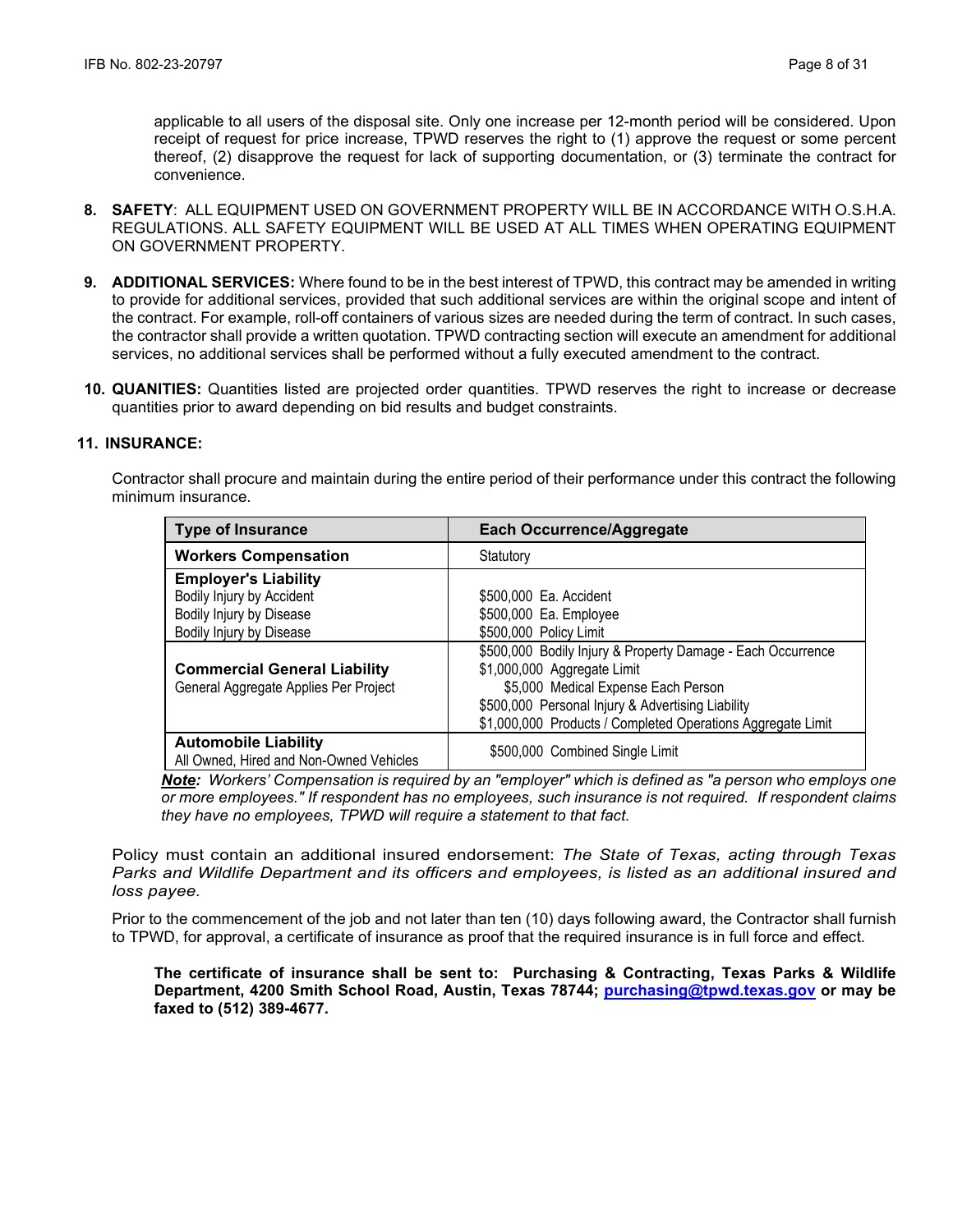applicable to all users of the disposal site. Only one increase per 12-month period will be considered. Upon receipt of request for price increase, TPWD reserves the right to (1) approve the request or some percent thereof, (2) disapprove the request for lack of supporting documentation, or (3) terminate the contract for convenience.

8. **SAFETY**: ALL EQUIPMENT USED ON GOVERNMENT PROPERTY WILL BE IN ACCORDANCE WITH O.S.H.A. REGULATIONS. ALL SAFETY EQUIPMENT WILL BE USED AT ALL TIMES WHEN OPERATING EQUIPMENT ON GOVERNMENT PROPERTY.

9. **ADDITIONAL SERVICES:** Where found to be in the best interest of TPWD, this contract may be amended in writing to provide for additional services, provided that such additional services are within the original scope and intent of the contract. For example, roll-off containers of various sizes are needed during the term of contract. In such cases, the contractor shall provide a written quotation. TPWD contracting section will execute an amendment for additional services, no additional services shall be performed without a fully executed amendment to the contract.

10. **QUANITIES:** Quantities listed are projected order quantities. TPWD reserves the right to increase or decrease quantities prior to award depending on bid results and budget constraints.

11. **INSURANCE:**

Contractor shall procure and maintain during the entire period of their performance under this contract the following minimum insurance.

| Type of Insurance | Each Occurrence/Aggregate |
|---|---|
| **Workers Compensation** | Statutory |
| **Employer's Liability**<br>Bodily Injury by Accident<br>Bodily Injury by Disease<br>Bodily Injury by Disease | <br>$500,000 Ea. Accident<br>$500,000 Ea. Employee<br>$500,000 Policy Limit |
| **Commercial General Liability**<br>General Aggregate Applies Per Project | $500,000 Bodily Injury & Property Damage - Each Occurrence<br>$1,000,000 Aggregate Limit<br>$5,000 Medical Expense Each Person<br>$500,000 Personal Injury & Advertising Liability<br>$1,000,000 Products / Completed Operations Aggregate Limit |
| **Automobile Liability**<br>All Owned, Hired and Non-Owned Vehicles | $500,000 Combined Single Limit |

***Note:*** *Workers' Compensation is required by an "employer" which is defined as "a person who employs one or more employees." If respondent has no employees, such insurance is not required. If respondent claims they have no employees, TPWD will require a statement to that fact.*

Policy must contain an additional insured endorsement: *The State of Texas, acting through Texas Parks and Wildlife Department and its officers and employees, is listed as an additional insured and loss payee.*

Prior to the commencement of the job and not later than ten (10) days following award, the Contractor shall furnish to TPWD, for approval, a certificate of insurance as proof that the required insurance is in full force and effect.

**The certificate of insurance shall be sent to: Purchasing & Contracting, Texas Parks & Wildlife Department, 4200 Smith School Road, Austin, Texas 78744; purchasing@tpwd.texas.gov or may be faxed to (512) 389-4677.**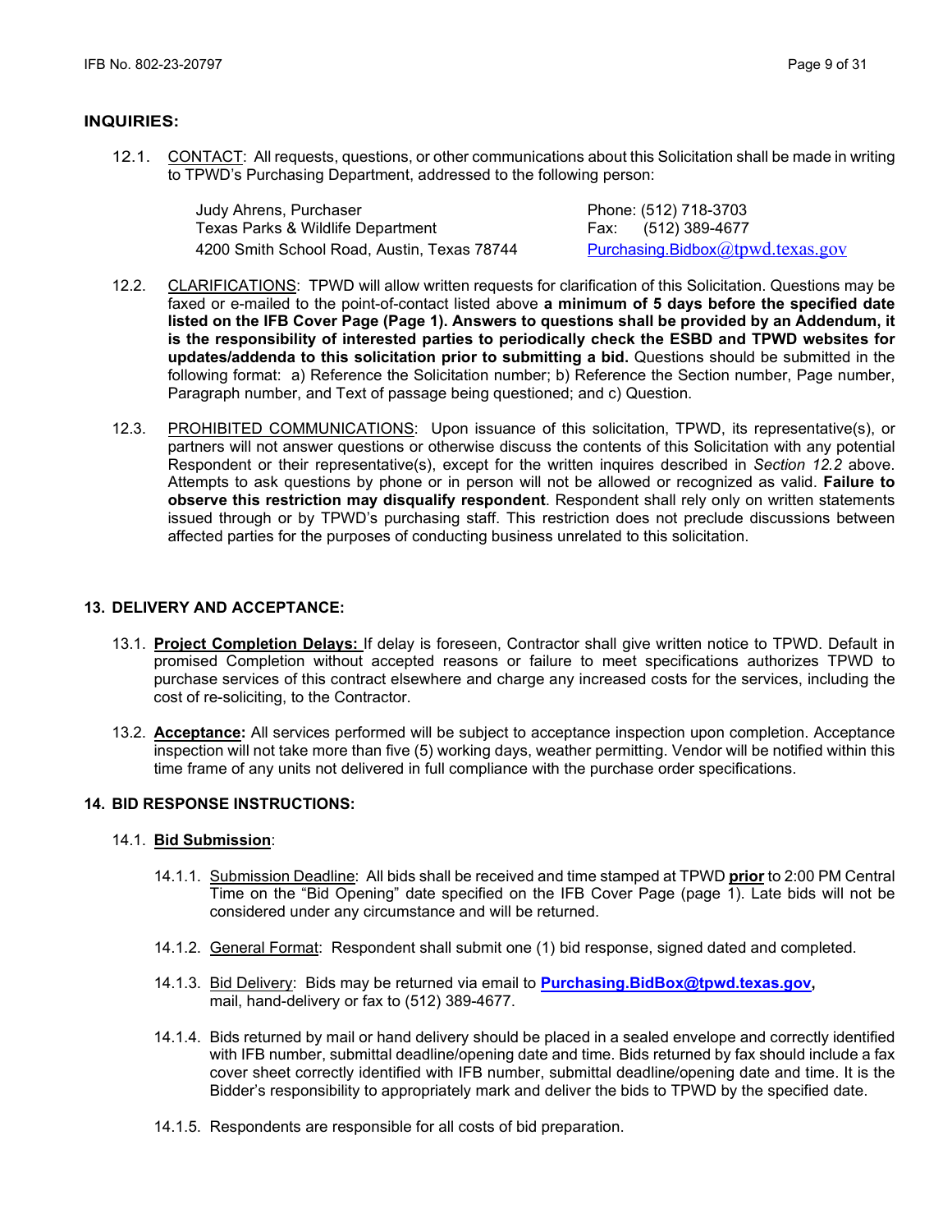## INQUIRIES:

12.1. CONTACT: All requests, questions, or other communications about this Solicitation shall be made in writing to TPWD's Purchasing Department, addressed to the following person:

Judy Ahrens, Purchaser
Texas Parks & Wildlife Department
4200 Smith School Road, Austin, Texas 78744

Phone: (512) 718-3703
Fax: (512) 389-4677
Purchasing.Bidbox@tpwd.texas.gov

12.2. CLARIFICATIONS: TPWD will allow written requests for clarification of this Solicitation. Questions may be faxed or e-mailed to the point-of-contact listed above **a minimum of 5 days before the specified date listed on the IFB Cover Page (Page 1). Answers to questions shall be provided by an Addendum, it is the responsibility of interested parties to periodically check the ESBD and TPWD websites for updates/addenda to this solicitation prior to submitting a bid.** Questions should be submitted in the following format: a) Reference the Solicitation number; b) Reference the Section number, Page number, Paragraph number, and Text of passage being questioned; and c) Question.

12.3. PROHIBITED COMMUNICATIONS: Upon issuance of this solicitation, TPWD, its representative(s), or partners will not answer questions or otherwise discuss the contents of this Solicitation with any potential Respondent or their representative(s), except for the written inquires described in *Section 12.2* above. Attempts to ask questions by phone or in person will not be allowed or recognized as valid. **Failure to observe this restriction may disqualify respondent**. Respondent shall rely only on written statements issued through or by TPWD's purchasing staff. This restriction does not preclude discussions between affected parties for the purposes of conducting business unrelated to this solicitation.

## 13. DELIVERY AND ACCEPTANCE:

13.1. **Project Completion Delays:** If delay is foreseen, Contractor shall give written notice to TPWD. Default in promised Completion without accepted reasons or failure to meet specifications authorizes TPWD to purchase services of this contract elsewhere and charge any increased costs for the services, including the cost of re-soliciting, to the Contractor.

13.2. **Acceptance:** All services performed will be subject to acceptance inspection upon completion. Acceptance inspection will not take more than five (5) working days, weather permitting. Vendor will be notified within this time frame of any units not delivered in full compliance with the purchase order specifications.

## 14. BID RESPONSE INSTRUCTIONS:

14.1. **Bid Submission**:

14.1.1. Submission Deadline: All bids shall be received and time stamped at TPWD **prior** to 2:00 PM Central Time on the "Bid Opening" date specified on the IFB Cover Page (page 1). Late bids will not be considered under any circumstance and will be returned.

14.1.2. General Format: Respondent shall submit one (1) bid response, signed dated and completed.

14.1.3. Bid Delivery: Bids may be returned via email to **Purchasing.BidBox@tpwd.texas.gov,** mail, hand-delivery or fax to (512) 389-4677.

14.1.4. Bids returned by mail or hand delivery should be placed in a sealed envelope and correctly identified with IFB number, submittal deadline/opening date and time. Bids returned by fax should include a fax cover sheet correctly identified with IFB number, submittal deadline/opening date and time. It is the Bidder's responsibility to appropriately mark and deliver the bids to TPWD by the specified date.

14.1.5. Respondents are responsible for all costs of bid preparation.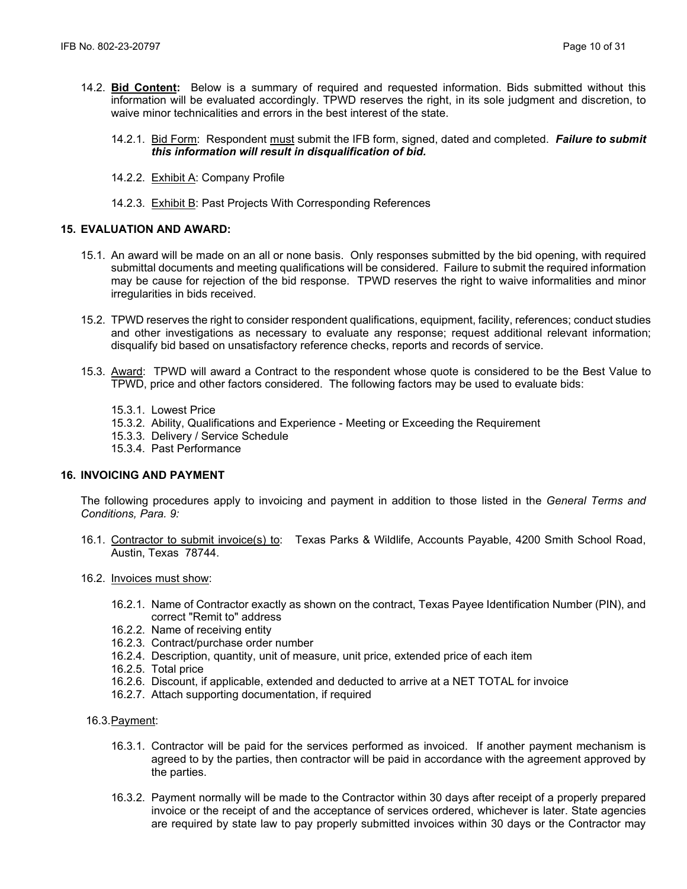14.2. **Bid Content:** Below is a summary of required and requested information. Bids submitted without this information will be evaluated accordingly. TPWD reserves the right, in its sole judgment and discretion, to waive minor technicalities and errors in the best interest of the state.

14.2.1. Bid Form: Respondent must submit the IFB form, signed, dated and completed. ***Failure to submit this information will result in disqualification of bid.***

14.2.2. Exhibit A: Company Profile

14.2.3. Exhibit B: Past Projects With Corresponding References

## 15. EVALUATION AND AWARD:

15.1. An award will be made on an all or none basis. Only responses submitted by the bid opening, with required submittal documents and meeting qualifications will be considered. Failure to submit the required information may be cause for rejection of the bid response. TPWD reserves the right to waive informalities and minor irregularities in bids received.

15.2. TPWD reserves the right to consider respondent qualifications, equipment, facility, references; conduct studies and other investigations as necessary to evaluate any response; request additional relevant information; disqualify bid based on unsatisfactory reference checks, reports and records of service.

15.3. Award: TPWD will award a Contract to the respondent whose quote is considered to be the Best Value to TPWD, price and other factors considered. The following factors may be used to evaluate bids:

15.3.1. Lowest Price
15.3.2. Ability, Qualifications and Experience - Meeting or Exceeding the Requirement
15.3.3. Delivery / Service Schedule
15.3.4. Past Performance

## 16. INVOICING AND PAYMENT

The following procedures apply to invoicing and payment in addition to those listed in the *General Terms and Conditions, Para. 9:*

16.1. Contractor to submit invoice(s) to: Texas Parks & Wildlife, Accounts Payable, 4200 Smith School Road, Austin, Texas 78744.

16.2. Invoices must show:

16.2.1. Name of Contractor exactly as shown on the contract, Texas Payee Identification Number (PIN), and correct "Remit to" address
16.2.2. Name of receiving entity
16.2.3. Contract/purchase order number
16.2.4. Description, quantity, unit of measure, unit price, extended price of each item
16.2.5. Total price
16.2.6. Discount, if applicable, extended and deducted to arrive at a NET TOTAL for invoice
16.2.7. Attach supporting documentation, if required

16.3. Payment:

16.3.1. Contractor will be paid for the services performed as invoiced. If another payment mechanism is agreed to by the parties, then contractor will be paid in accordance with the agreement approved by the parties.

16.3.2. Payment normally will be made to the Contractor within 30 days after receipt of a properly prepared invoice or the receipt of and the acceptance of services ordered, whichever is later. State agencies are required by state law to pay properly submitted invoices within 30 days or the Contractor may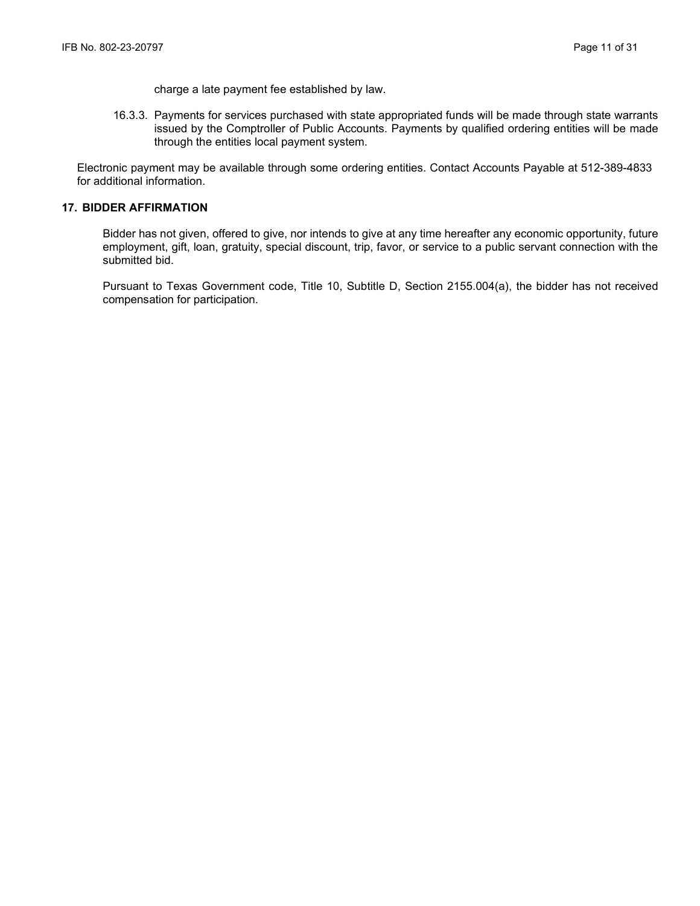charge a late payment fee established by law.

16.3.3. Payments for services purchased with state appropriated funds will be made through state warrants issued by the Comptroller of Public Accounts. Payments by qualified ordering entities will be made through the entities local payment system.

Electronic payment may be available through some ordering entities. Contact Accounts Payable at 512-389-4833 for additional information.

## 17. BIDDER AFFIRMATION

Bidder has not given, offered to give, nor intends to give at any time hereafter any economic opportunity, future employment, gift, loan, gratuity, special discount, trip, favor, or service to a public servant connection with the submitted bid.

Pursuant to Texas Government code, Title 10, Subtitle D, Section 2155.004(a), the bidder has not received compensation for participation.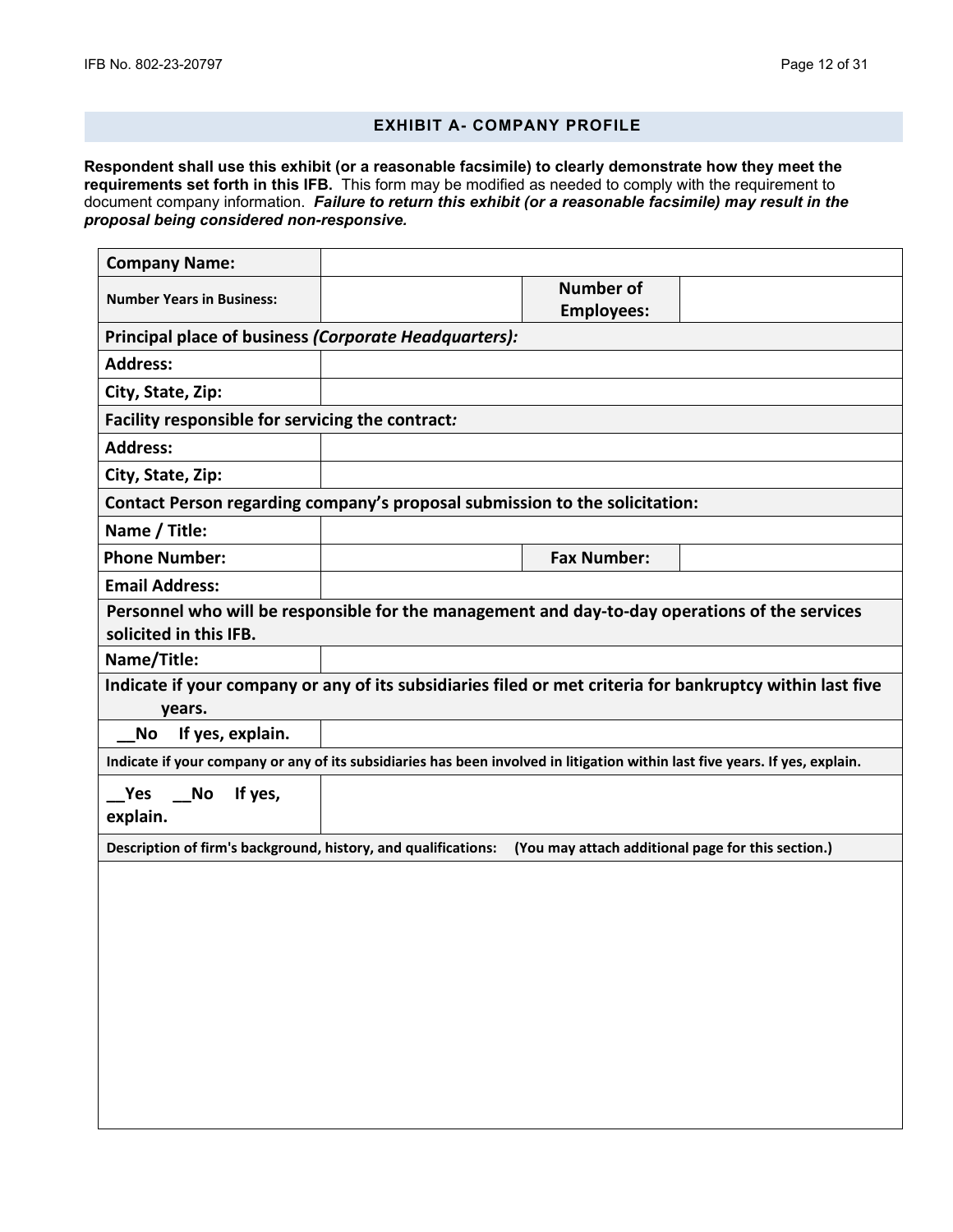## EXHIBIT A- COMPANY PROFILE

**Respondent shall use this exhibit (or a reasonable facsimile) to clearly demonstrate how they meet the requirements set forth in this IFB.** This form may be modified as needed to comply with the requirement to document company information. ***Failure to return this exhibit (or a reasonable facsimile) may result in the proposal being considered non-responsive.***

| **Company Name:** | | | |
|---|---|---|---|
| **Number Years in Business:** | | **Number of Employees:** | |
| **Principal place of business *(Corporate Headquarters):*** | | | |
| **Address:** | | | |
| **City, State, Zip:** | | | |
| **Facility responsible for servicing the contract*:*** | | | |
| **Address:** | | | |
| **City, State, Zip:** | | | |
| **Contact Person regarding company's proposal submission to the solicitation:** | | | |
| **Name / Title:** | | | |
| **Phone Number:** | | **Fax Number:** | |
| **Email Address:** | | | |
| **Personnel who will be responsible for the management and day-to-day operations of the services solicited in this IFB.** | | | |
| **Name/Title:** | | | |
| **Indicate if your company or any of its subsidiaries filed or met criteria for bankruptcy within last five years.** | | | |
| **__No If yes, explain.** | | | |
| **Indicate if your company or any of its subsidiaries has been involved in litigation within last five years. If yes, explain.** | | | |
| **__Yes __No If yes, explain.** | | | |
| **Description of firm's background, history, and qualifications: (You may attach additional page for this section.)** | | | |
| | | | |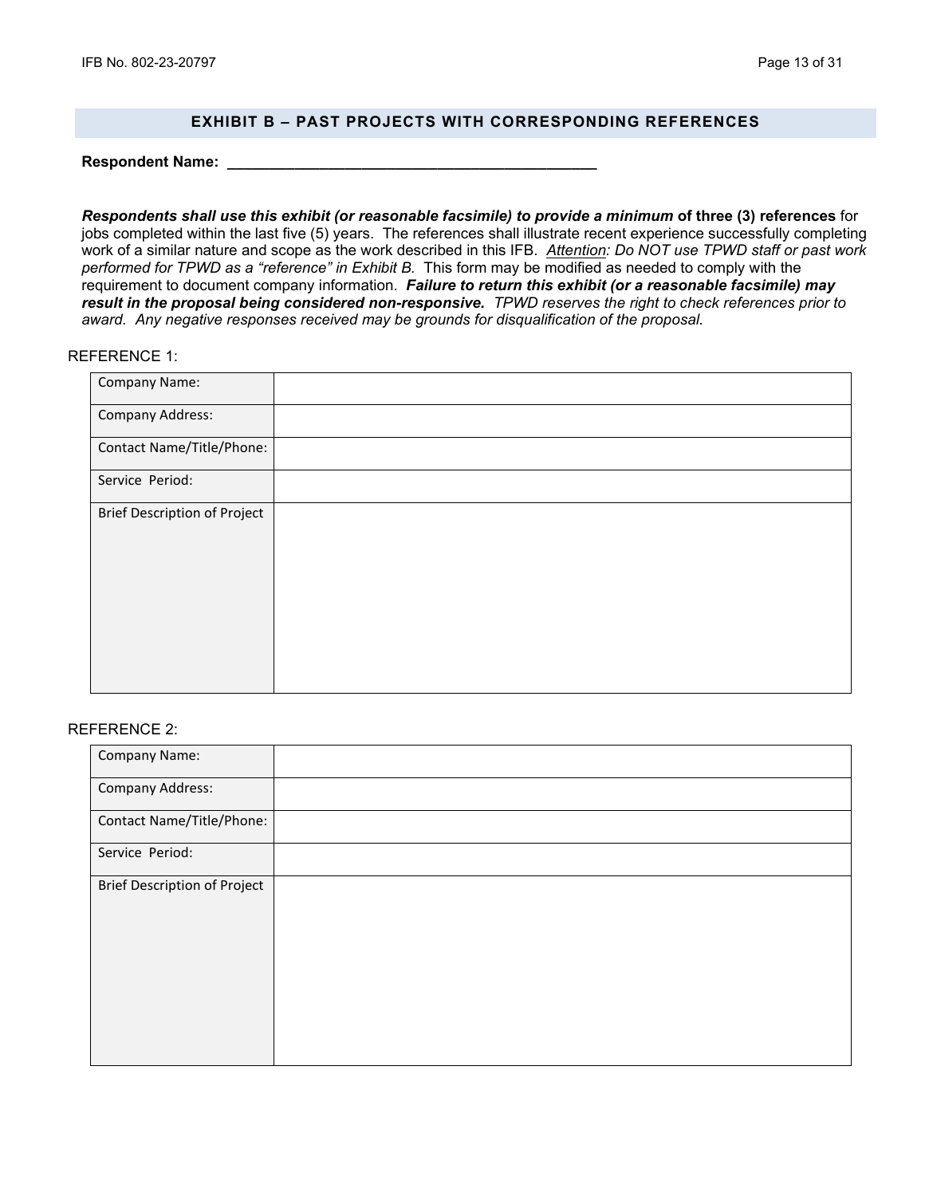## EXHIBIT B – PAST PROJECTS WITH CORRESPONDING REFERENCES

**Respondent Name: ____________________________________________**

***Respondents shall use this exhibit (or reasonable facsimile) to provide a minimum* of three (3) references** for jobs completed within the last five (5) years. The references shall illustrate recent experience successfully completing work of a similar nature and scope as the work described in this IFB. *Attention: Do NOT use TPWD staff or past work performed for TPWD as a "reference" in Exhibit B.* This form may be modified as needed to comply with the requirement to document company information. ***Failure to return this exhibit (or a reasonable facsimile) may result in the proposal being considered non-responsive.*** *TPWD reserves the right to check references prior to award. Any negative responses received may be grounds for disqualification of the proposal.*

REFERENCE 1:

| | |
|---|---|
| Company Name: | |
| Company Address: | |
| Contact Name/Title/Phone: | |
| Service Period: | |
| Brief Description of Project | |

REFERENCE 2:

| | |
|---|---|
| Company Name: | |
| Company Address: | |
| Contact Name/Title/Phone: | |
| Service Period: | |
| Brief Description of Project | |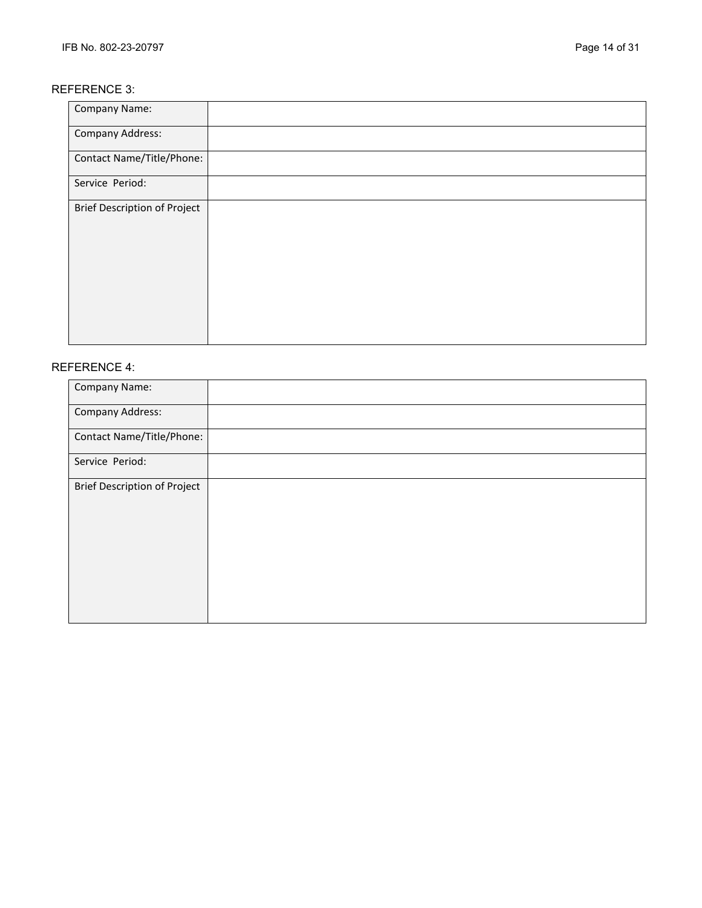REFERENCE 3:

| Company Name: | |
|---|---|
| Company Address: | |
| Contact Name/Title/Phone: | |
| Service Period: | |
| Brief Description of Project | |

REFERENCE 4:

| Company Name: | |
|---|---|
| Company Address: | |
| Contact Name/Title/Phone: | |
| Service Period: | |
| Brief Description of Project | |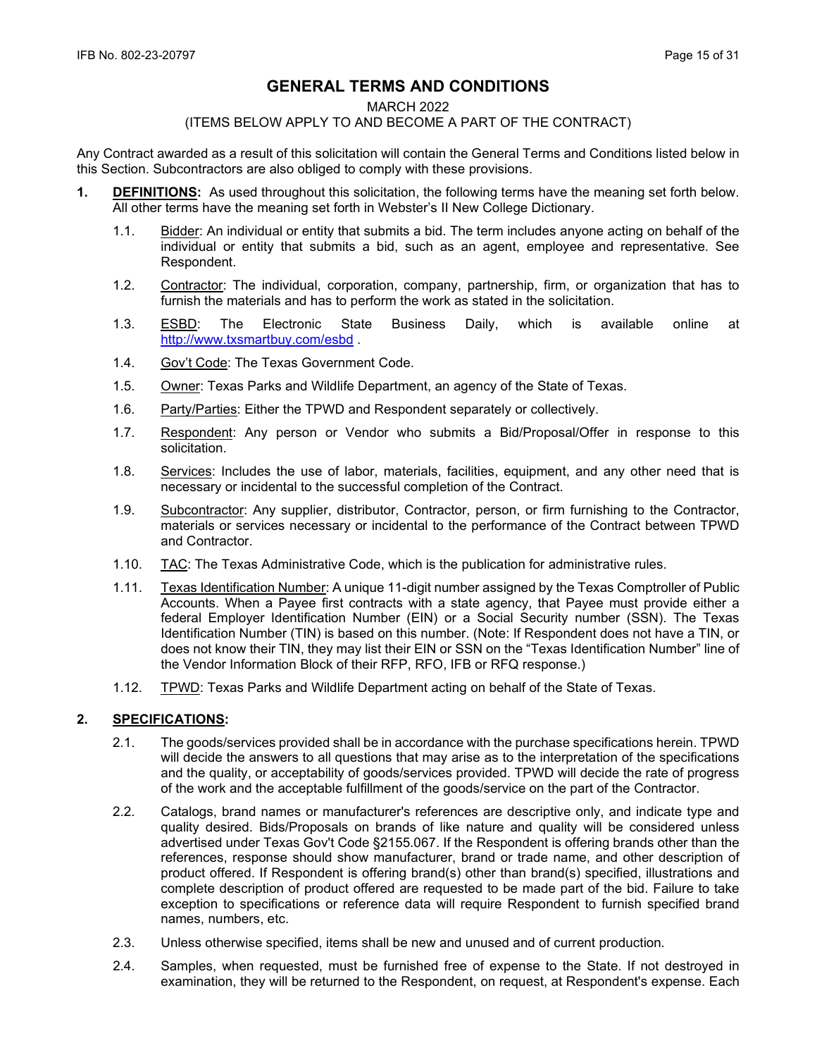# GENERAL TERMS AND CONDITIONS

MARCH 2022

(ITEMS BELOW APPLY TO AND BECOME A PART OF THE CONTRACT)

Any Contract awarded as a result of this solicitation will contain the General Terms and Conditions listed below in this Section. Subcontractors are also obliged to comply with these provisions.

**1. DEFINITIONS:** As used throughout this solicitation, the following terms have the meaning set forth below. All other terms have the meaning set forth in Webster's II New College Dictionary.

1.1. Bidder: An individual or entity that submits a bid. The term includes anyone acting on behalf of the individual or entity that submits a bid, such as an agent, employee and representative. See Respondent.

1.2. Contractor: The individual, corporation, company, partnership, firm, or organization that has to furnish the materials and has to perform the work as stated in the solicitation.

1.3. ESBD: The Electronic State Business Daily, which is available online at http://www.txsmartbuy.com/esbd .

1.4. Gov't Code: The Texas Government Code.

1.5. Owner: Texas Parks and Wildlife Department, an agency of the State of Texas.

1.6. Party/Parties: Either the TPWD and Respondent separately or collectively.

1.7. Respondent: Any person or Vendor who submits a Bid/Proposal/Offer in response to this solicitation.

1.8. Services: Includes the use of labor, materials, facilities, equipment, and any other need that is necessary or incidental to the successful completion of the Contract.

1.9. Subcontractor: Any supplier, distributor, Contractor, person, or firm furnishing to the Contractor, materials or services necessary or incidental to the performance of the Contract between TPWD and Contractor.

1.10. TAC: The Texas Administrative Code, which is the publication for administrative rules.

1.11. Texas Identification Number: A unique 11-digit number assigned by the Texas Comptroller of Public Accounts. When a Payee first contracts with a state agency, that Payee must provide either a federal Employer Identification Number (EIN) or a Social Security number (SSN). The Texas Identification Number (TIN) is based on this number. (Note: If Respondent does not have a TIN, or does not know their TIN, they may list their EIN or SSN on the "Texas Identification Number" line of the Vendor Information Block of their RFP, RFO, IFB or RFQ response.)

1.12. TPWD: Texas Parks and Wildlife Department acting on behalf of the State of Texas.

**2. SPECIFICATIONS:**

2.1. The goods/services provided shall be in accordance with the purchase specifications herein. TPWD will decide the answers to all questions that may arise as to the interpretation of the specifications and the quality, or acceptability of goods/services provided. TPWD will decide the rate of progress of the work and the acceptable fulfillment of the goods/service on the part of the Contractor.

2.2. Catalogs, brand names or manufacturer's references are descriptive only, and indicate type and quality desired. Bids/Proposals on brands of like nature and quality will be considered unless advertised under Texas Gov't Code §2155.067. If the Respondent is offering brands other than the references, response should show manufacturer, brand or trade name, and other description of product offered. If Respondent is offering brand(s) other than brand(s) specified, illustrations and complete description of product offered are requested to be made part of the bid. Failure to take exception to specifications or reference data will require Respondent to furnish specified brand names, numbers, etc.

2.3. Unless otherwise specified, items shall be new and unused and of current production.

2.4. Samples, when requested, must be furnished free of expense to the State. If not destroyed in examination, they will be returned to the Respondent, on request, at Respondent's expense. Each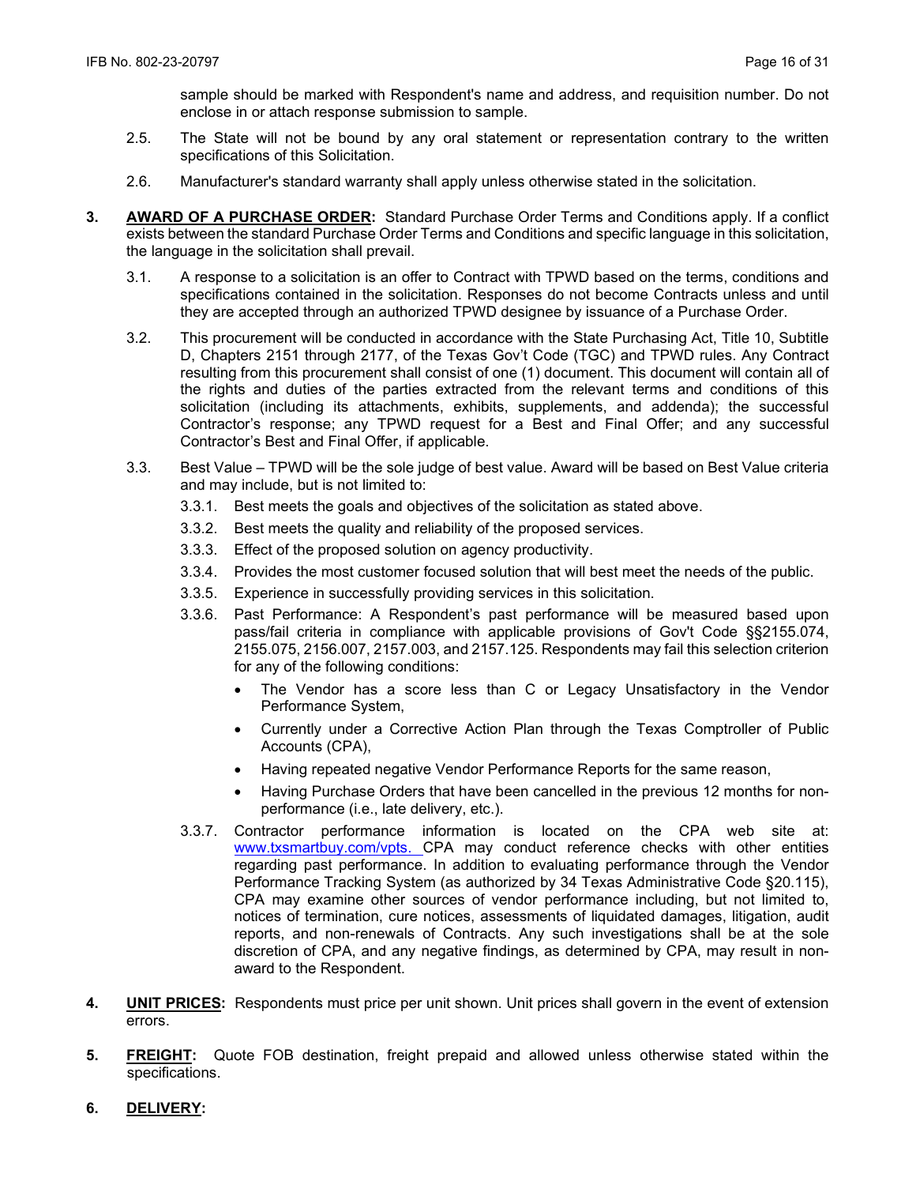sample should be marked with Respondent's name and address, and requisition number. Do not enclose in or attach response submission to sample.

2.5. The State will not be bound by any oral statement or representation contrary to the written specifications of this Solicitation.

2.6. Manufacturer's standard warranty shall apply unless otherwise stated in the solicitation.

**3. <u>AWARD OF A PURCHASE ORDER</u>:** Standard Purchase Order Terms and Conditions apply. If a conflict exists between the standard Purchase Order Terms and Conditions and specific language in this solicitation, the language in the solicitation shall prevail.

3.1. A response to a solicitation is an offer to Contract with TPWD based on the terms, conditions and specifications contained in the solicitation. Responses do not become Contracts unless and until they are accepted through an authorized TPWD designee by issuance of a Purchase Order.

3.2. This procurement will be conducted in accordance with the State Purchasing Act, Title 10, Subtitle D, Chapters 2151 through 2177, of the Texas Gov't Code (TGC) and TPWD rules. Any Contract resulting from this procurement shall consist of one (1) document. This document will contain all of the rights and duties of the parties extracted from the relevant terms and conditions of this solicitation (including its attachments, exhibits, supplements, and addenda); the successful Contractor's response; any TPWD request for a Best and Final Offer; and any successful Contractor's Best and Final Offer, if applicable.

3.3. Best Value – TPWD will be the sole judge of best value. Award will be based on Best Value criteria and may include, but is not limited to:

3.3.1. Best meets the goals and objectives of the solicitation as stated above.

3.3.2. Best meets the quality and reliability of the proposed services.

3.3.3. Effect of the proposed solution on agency productivity.

3.3.4. Provides the most customer focused solution that will best meet the needs of the public.

3.3.5. Experience in successfully providing services in this solicitation.

3.3.6. Past Performance: A Respondent's past performance will be measured based upon pass/fail criteria in compliance with applicable provisions of Gov't Code §§2155.074, 2155.075, 2156.007, 2157.003, and 2157.125. Respondents may fail this selection criterion for any of the following conditions:

- The Vendor has a score less than C or Legacy Unsatisfactory in the Vendor Performance System,
- Currently under a Corrective Action Plan through the Texas Comptroller of Public Accounts (CPA),
- Having repeated negative Vendor Performance Reports for the same reason,
- Having Purchase Orders that have been cancelled in the previous 12 months for non-performance (i.e., late delivery, etc.).

3.3.7. Contractor performance information is located on the CPA web site at: www.txsmartbuy.com/vpts. CPA may conduct reference checks with other entities regarding past performance. In addition to evaluating performance through the Vendor Performance Tracking System (as authorized by 34 Texas Administrative Code §20.115), CPA may examine other sources of vendor performance including, but not limited to, notices of termination, cure notices, assessments of liquidated damages, litigation, audit reports, and non-renewals of Contracts. Any such investigations shall be at the sole discretion of CPA, and any negative findings, as determined by CPA, may result in non-award to the Respondent.

**4. <u>UNIT PRICES</u>:** Respondents must price per unit shown. Unit prices shall govern in the event of extension errors.

**5. <u>FREIGHT</u>:** Quote FOB destination, freight prepaid and allowed unless otherwise stated within the specifications.

**6. <u>DELIVERY</u>:**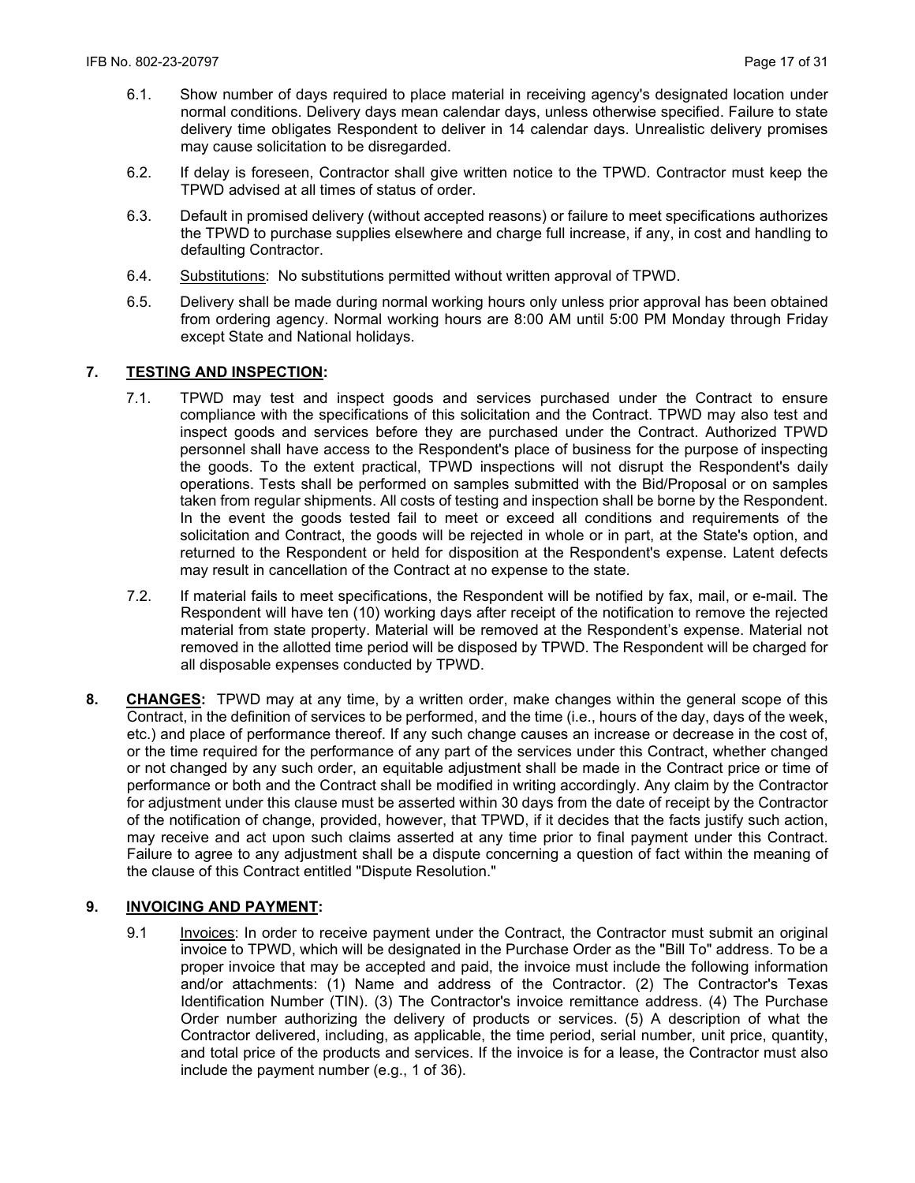6.1. Show number of days required to place material in receiving agency's designated location under normal conditions. Delivery days mean calendar days, unless otherwise specified. Failure to state delivery time obligates Respondent to deliver in 14 calendar days. Unrealistic delivery promises may cause solicitation to be disregarded.

6.2. If delay is foreseen, Contractor shall give written notice to the TPWD. Contractor must keep the TPWD advised at all times of status of order.

6.3. Default in promised delivery (without accepted reasons) or failure to meet specifications authorizes the TPWD to purchase supplies elsewhere and charge full increase, if any, in cost and handling to defaulting Contractor.

6.4. Substitutions: No substitutions permitted without written approval of TPWD.

6.5. Delivery shall be made during normal working hours only unless prior approval has been obtained from ordering agency. Normal working hours are 8:00 AM until 5:00 PM Monday through Friday except State and National holidays.

## 7. TESTING AND INSPECTION:

7.1. TPWD may test and inspect goods and services purchased under the Contract to ensure compliance with the specifications of this solicitation and the Contract. TPWD may also test and inspect goods and services before they are purchased under the Contract. Authorized TPWD personnel shall have access to the Respondent's place of business for the purpose of inspecting the goods. To the extent practical, TPWD inspections will not disrupt the Respondent's daily operations. Tests shall be performed on samples submitted with the Bid/Proposal or on samples taken from regular shipments. All costs of testing and inspection shall be borne by the Respondent. In the event the goods tested fail to meet or exceed all conditions and requirements of the solicitation and Contract, the goods will be rejected in whole or in part, at the State's option, and returned to the Respondent or held for disposition at the Respondent's expense. Latent defects may result in cancellation of the Contract at no expense to the state.

7.2. If material fails to meet specifications, the Respondent will be notified by fax, mail, or e-mail. The Respondent will have ten (10) working days after receipt of the notification to remove the rejected material from state property. Material will be removed at the Respondent's expense. Material not removed in the allotted time period will be disposed by TPWD. The Respondent will be charged for all disposable expenses conducted by TPWD.

**8. CHANGES:** TPWD may at any time, by a written order, make changes within the general scope of this Contract, in the definition of services to be performed, and the time (i.e., hours of the day, days of the week, etc.) and place of performance thereof. If any such change causes an increase or decrease in the cost of, or the time required for the performance of any part of the services under this Contract, whether changed or not changed by any such order, an equitable adjustment shall be made in the Contract price or time of performance or both and the Contract shall be modified in writing accordingly. Any claim by the Contractor for adjustment under this clause must be asserted within 30 days from the date of receipt by the Contractor of the notification of change, provided, however, that TPWD, if it decides that the facts justify such action, may receive and act upon such claims asserted at any time prior to final payment under this Contract. Failure to agree to any adjustment shall be a dispute concerning a question of fact within the meaning of the clause of this Contract entitled "Dispute Resolution."

## 9. INVOICING AND PAYMENT:

9.1 Invoices: In order to receive payment under the Contract, the Contractor must submit an original invoice to TPWD, which will be designated in the Purchase Order as the "Bill To" address. To be a proper invoice that may be accepted and paid, the invoice must include the following information and/or attachments: (1) Name and address of the Contractor. (2) The Contractor's Texas Identification Number (TIN). (3) The Contractor's invoice remittance address. (4) The Purchase Order number authorizing the delivery of products or services. (5) A description of what the Contractor delivered, including, as applicable, the time period, serial number, unit price, quantity, and total price of the products and services. If the invoice is for a lease, the Contractor must also include the payment number (e.g., 1 of 36).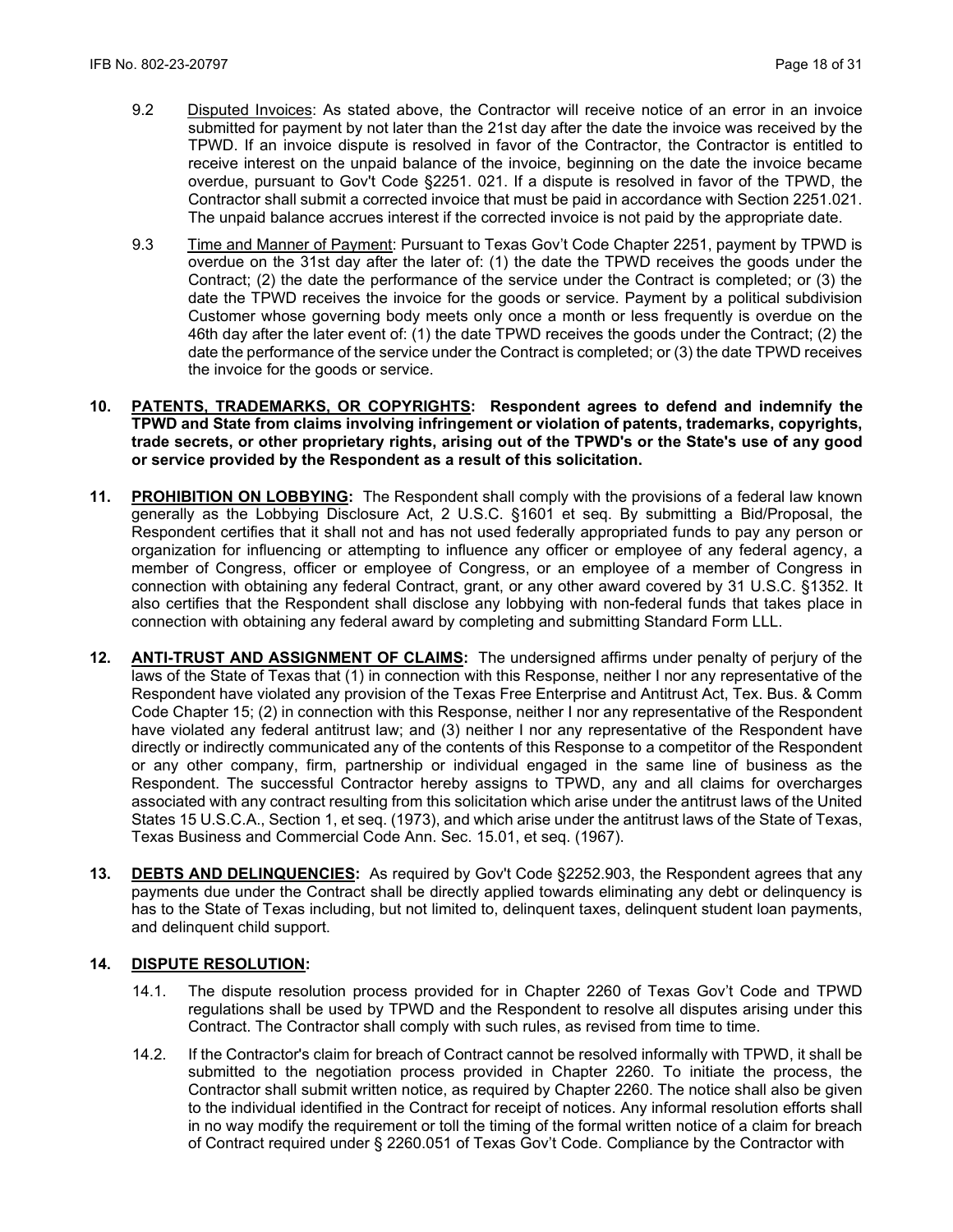9.2 Disputed Invoices: As stated above, the Contractor will receive notice of an error in an invoice submitted for payment by not later than the 21st day after the date the invoice was received by the TPWD. If an invoice dispute is resolved in favor of the Contractor, the Contractor is entitled to receive interest on the unpaid balance of the invoice, beginning on the date the invoice became overdue, pursuant to Gov't Code §2251. 021. If a dispute is resolved in favor of the TPWD, the Contractor shall submit a corrected invoice that must be paid in accordance with Section 2251.021. The unpaid balance accrues interest if the corrected invoice is not paid by the appropriate date.

9.3 Time and Manner of Payment: Pursuant to Texas Gov't Code Chapter 2251, payment by TPWD is overdue on the 31st day after the later of: (1) the date the TPWD receives the goods under the Contract; (2) the date the performance of the service under the Contract is completed; or (3) the date the TPWD receives the invoice for the goods or service. Payment by a political subdivision Customer whose governing body meets only once a month or less frequently is overdue on the 46th day after the later event of: (1) the date TPWD receives the goods under the Contract; (2) the date the performance of the service under the Contract is completed; or (3) the date TPWD receives the invoice for the goods or service.

**10. PATENTS, TRADEMARKS, OR COPYRIGHTS: Respondent agrees to defend and indemnify the TPWD and State from claims involving infringement or violation of patents, trademarks, copyrights, trade secrets, or other proprietary rights, arising out of the TPWD's or the State's use of any good or service provided by the Respondent as a result of this solicitation.**

**11. PROHIBITION ON LOBBYING:** The Respondent shall comply with the provisions of a federal law known generally as the Lobbying Disclosure Act, 2 U.S.C. §1601 et seq. By submitting a Bid/Proposal, the Respondent certifies that it shall not and has not used federally appropriated funds to pay any person or organization for influencing or attempting to influence any officer or employee of any federal agency, a member of Congress, officer or employee of Congress, or an employee of a member of Congress in connection with obtaining any federal Contract, grant, or any other award covered by 31 U.S.C. §1352. It also certifies that the Respondent shall disclose any lobbying with non-federal funds that takes place in connection with obtaining any federal award by completing and submitting Standard Form LLL.

**12. ANTI-TRUST AND ASSIGNMENT OF CLAIMS:** The undersigned affirms under penalty of perjury of the laws of the State of Texas that (1) in connection with this Response, neither I nor any representative of the Respondent have violated any provision of the Texas Free Enterprise and Antitrust Act, Tex. Bus. & Comm Code Chapter 15; (2) in connection with this Response, neither I nor any representative of the Respondent have violated any federal antitrust law; and (3) neither I nor any representative of the Respondent have directly or indirectly communicated any of the contents of this Response to a competitor of the Respondent or any other company, firm, partnership or individual engaged in the same line of business as the Respondent. The successful Contractor hereby assigns to TPWD, any and all claims for overcharges associated with any contract resulting from this solicitation which arise under the antitrust laws of the United States 15 U.S.C.A., Section 1, et seq. (1973), and which arise under the antitrust laws of the State of Texas, Texas Business and Commercial Code Ann. Sec. 15.01, et seq. (1967).

**13. DEBTS AND DELINQUENCIES:** As required by Gov't Code §2252.903, the Respondent agrees that any payments due under the Contract shall be directly applied towards eliminating any debt or delinquency is has to the State of Texas including, but not limited to, delinquent taxes, delinquent student loan payments, and delinquent child support.

**14. DISPUTE RESOLUTION:**

14.1. The dispute resolution process provided for in Chapter 2260 of Texas Gov't Code and TPWD regulations shall be used by TPWD and the Respondent to resolve all disputes arising under this Contract. The Contractor shall comply with such rules, as revised from time to time.

14.2. If the Contractor's claim for breach of Contract cannot be resolved informally with TPWD, it shall be submitted to the negotiation process provided in Chapter 2260. To initiate the process, the Contractor shall submit written notice, as required by Chapter 2260. The notice shall also be given to the individual identified in the Contract for receipt of notices. Any informal resolution efforts shall in no way modify the requirement or toll the timing of the formal written notice of a claim for breach of Contract required under § 2260.051 of Texas Gov't Code. Compliance by the Contractor with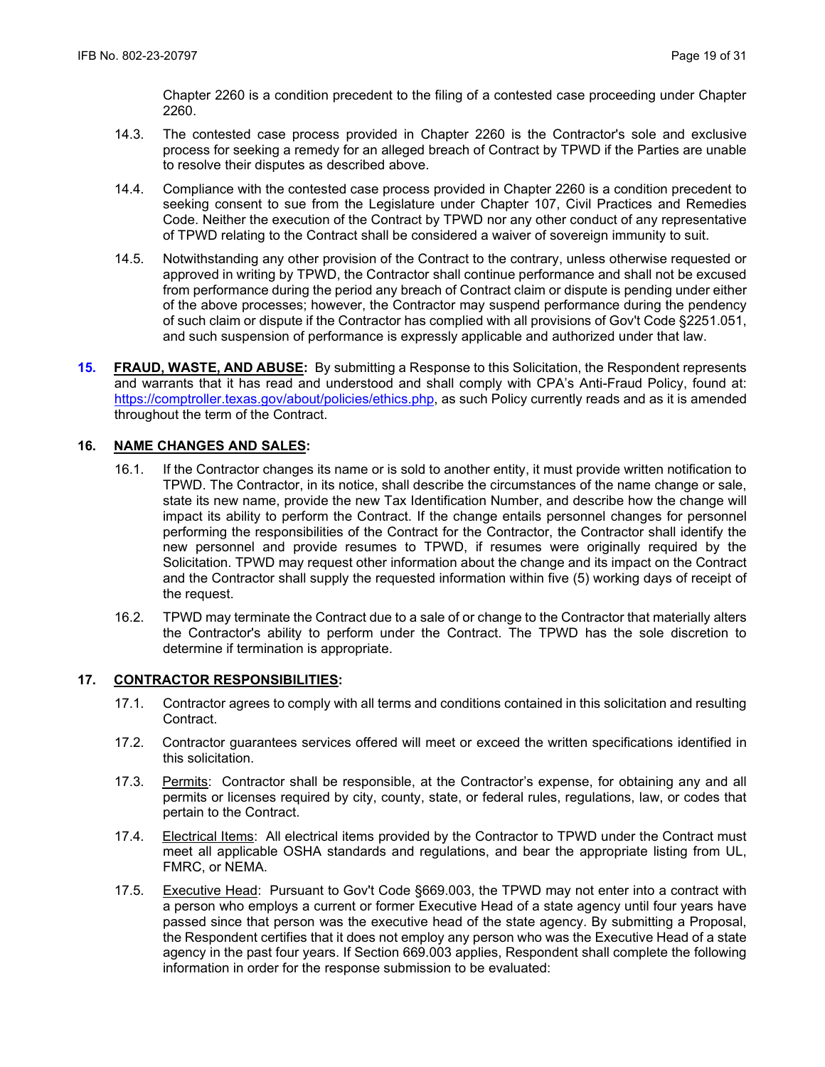Chapter 2260 is a condition precedent to the filing of a contested case proceeding under Chapter 2260.

14.3. The contested case process provided in Chapter 2260 is the Contractor's sole and exclusive process for seeking a remedy for an alleged breach of Contract by TPWD if the Parties are unable to resolve their disputes as described above.

14.4. Compliance with the contested case process provided in Chapter 2260 is a condition precedent to seeking consent to sue from the Legislature under Chapter 107, Civil Practices and Remedies Code. Neither the execution of the Contract by TPWD nor any other conduct of any representative of TPWD relating to the Contract shall be considered a waiver of sovereign immunity to suit.

14.5. Notwithstanding any other provision of the Contract to the contrary, unless otherwise requested or approved in writing by TPWD, the Contractor shall continue performance and shall not be excused from performance during the period any breach of Contract claim or dispute is pending under either of the above processes; however, the Contractor may suspend performance during the pendency of such claim or dispute if the Contractor has complied with all provisions of Gov't Code §2251.051, and such suspension of performance is expressly applicable and authorized under that law.

**15. <u>FRAUD, WASTE, AND ABUSE</u>:** By submitting a Response to this Solicitation, the Respondent represents and warrants that it has read and understood and shall comply with CPA's Anti-Fraud Policy, found at: https://comptroller.texas.gov/about/policies/ethics.php, as such Policy currently reads and as it is amended throughout the term of the Contract.

**16. <u>NAME CHANGES AND SALES</u>:**

16.1. If the Contractor changes its name or is sold to another entity, it must provide written notification to TPWD. The Contractor, in its notice, shall describe the circumstances of the name change or sale, state its new name, provide the new Tax Identification Number, and describe how the change will impact its ability to perform the Contract. If the change entails personnel changes for personnel performing the responsibilities of the Contract for the Contractor, the Contractor shall identify the new personnel and provide resumes to TPWD, if resumes were originally required by the Solicitation. TPWD may request other information about the change and its impact on the Contract and the Contractor shall supply the requested information within five (5) working days of receipt of the request.

16.2. TPWD may terminate the Contract due to a sale of or change to the Contractor that materially alters the Contractor's ability to perform under the Contract. The TPWD has the sole discretion to determine if termination is appropriate.

**17. <u>CONTRACTOR RESPONSIBILITIES</u>:**

17.1. Contractor agrees to comply with all terms and conditions contained in this solicitation and resulting Contract.

17.2. Contractor guarantees services offered will meet or exceed the written specifications identified in this solicitation.

17.3. <u>Permits</u>: Contractor shall be responsible, at the Contractor's expense, for obtaining any and all permits or licenses required by city, county, state, or federal rules, regulations, law, or codes that pertain to the Contract.

17.4. <u>Electrical Items</u>: All electrical items provided by the Contractor to TPWD under the Contract must meet all applicable OSHA standards and regulations, and bear the appropriate listing from UL, FMRC, or NEMA.

17.5. <u>Executive Head</u>: Pursuant to Gov't Code §669.003, the TPWD may not enter into a contract with a person who employs a current or former Executive Head of a state agency until four years have passed since that person was the executive head of the state agency. By submitting a Proposal, the Respondent certifies that it does not employ any person who was the Executive Head of a state agency in the past four years. If Section 669.003 applies, Respondent shall complete the following information in order for the response submission to be evaluated: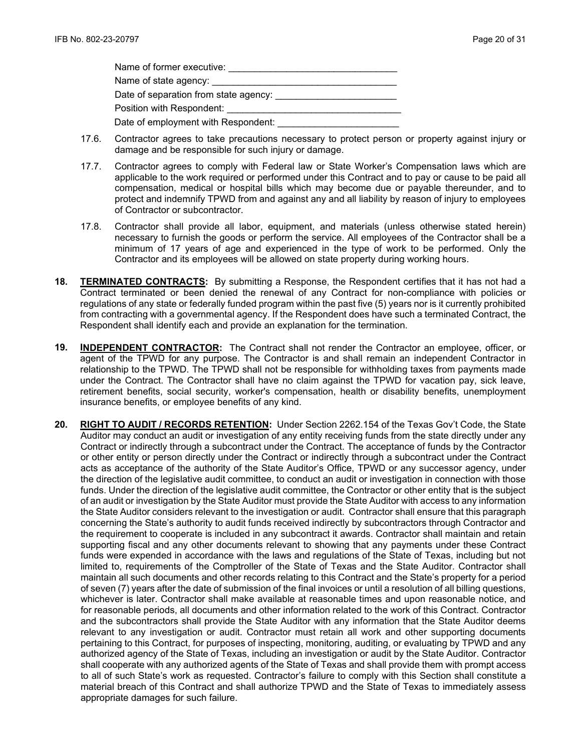Name of former executive: ________________________________

Name of state agency: ___________________________________

Date of separation from state agency: _______________________

Position with Respondent: ________________________________

Date of employment with Respondent: _______________________

17.6. Contractor agrees to take precautions necessary to protect person or property against injury or damage and be responsible for such injury or damage.

17.7. Contractor agrees to comply with Federal law or State Worker's Compensation laws which are applicable to the work required or performed under this Contract and to pay or cause to be paid all compensation, medical or hospital bills which may become due or payable thereunder, and to protect and indemnify TPWD from and against any and all liability by reason of injury to employees of Contractor or subcontractor.

17.8. Contractor shall provide all labor, equipment, and materials (unless otherwise stated herein) necessary to furnish the goods or perform the service. All employees of the Contractor shall be a minimum of 17 years of age and experienced in the type of work to be performed. Only the Contractor and its employees will be allowed on state property during working hours.

**18. TERMINATED CONTRACTS:** By submitting a Response, the Respondent certifies that it has not had a Contract terminated or been denied the renewal of any Contract for non-compliance with policies or regulations of any state or federally funded program within the past five (5) years nor is it currently prohibited from contracting with a governmental agency. If the Respondent does have such a terminated Contract, the Respondent shall identify each and provide an explanation for the termination.

**19. INDEPENDENT CONTRACTOR:** The Contract shall not render the Contractor an employee, officer, or agent of the TPWD for any purpose. The Contractor is and shall remain an independent Contractor in relationship to the TPWD. The TPWD shall not be responsible for withholding taxes from payments made under the Contract. The Contractor shall have no claim against the TPWD for vacation pay, sick leave, retirement benefits, social security, worker's compensation, health or disability benefits, unemployment insurance benefits, or employee benefits of any kind.

**20. RIGHT TO AUDIT / RECORDS RETENTION:** Under Section 2262.154 of the Texas Gov't Code, the State Auditor may conduct an audit or investigation of any entity receiving funds from the state directly under any Contract or indirectly through a subcontract under the Contract. The acceptance of funds by the Contractor or other entity or person directly under the Contract or indirectly through a subcontract under the Contract acts as acceptance of the authority of the State Auditor's Office, TPWD or any successor agency, under the direction of the legislative audit committee, to conduct an audit or investigation in connection with those funds. Under the direction of the legislative audit committee, the Contractor or other entity that is the subject of an audit or investigation by the State Auditor must provide the State Auditor with access to any information the State Auditor considers relevant to the investigation or audit. Contractor shall ensure that this paragraph concerning the State's authority to audit funds received indirectly by subcontractors through Contractor and the requirement to cooperate is included in any subcontract it awards. Contractor shall maintain and retain supporting fiscal and any other documents relevant to showing that any payments under these Contract funds were expended in accordance with the laws and regulations of the State of Texas, including but not limited to, requirements of the Comptroller of the State of Texas and the State Auditor. Contractor shall maintain all such documents and other records relating to this Contract and the State's property for a period of seven (7) years after the date of submission of the final invoices or until a resolution of all billing questions, whichever is later. Contractor shall make available at reasonable times and upon reasonable notice, and for reasonable periods, all documents and other information related to the work of this Contract. Contractor and the subcontractors shall provide the State Auditor with any information that the State Auditor deems relevant to any investigation or audit. Contractor must retain all work and other supporting documents pertaining to this Contract, for purposes of inspecting, monitoring, auditing, or evaluating by TPWD and any authorized agency of the State of Texas, including an investigation or audit by the State Auditor. Contractor shall cooperate with any authorized agents of the State of Texas and shall provide them with prompt access to all of such State's work as requested. Contractor's failure to comply with this Section shall constitute a material breach of this Contract and shall authorize TPWD and the State of Texas to immediately assess appropriate damages for such failure.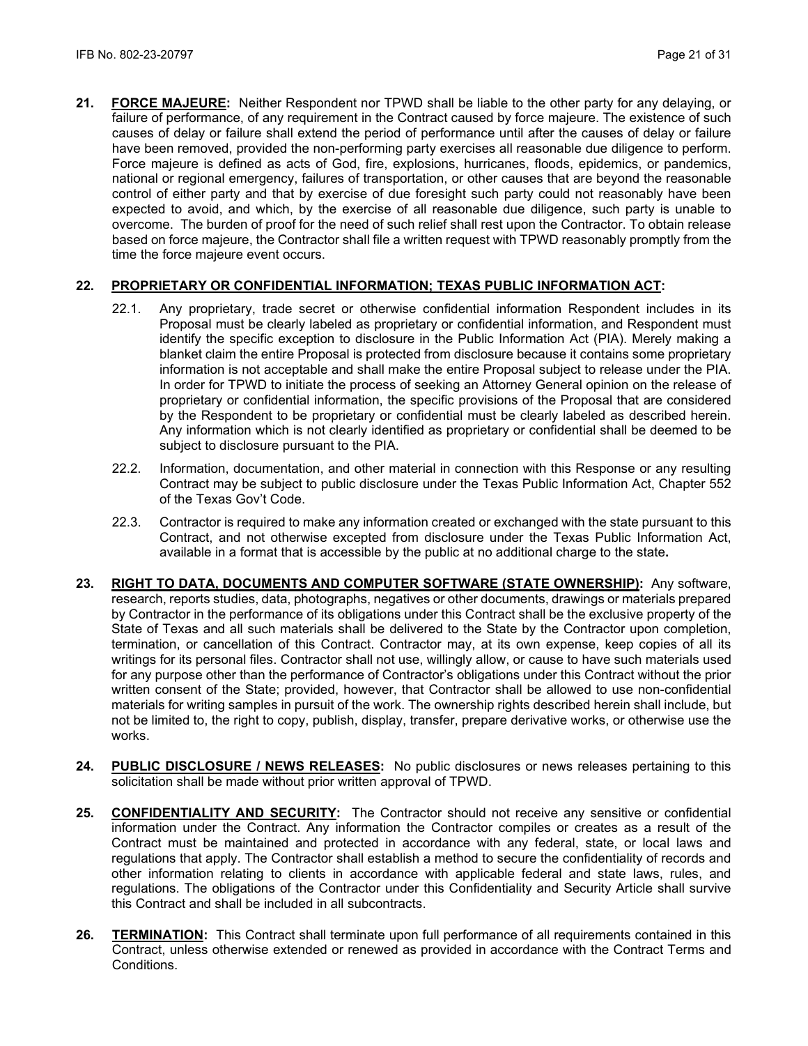**21. <u>FORCE MAJEURE</u>:** Neither Respondent nor TPWD shall be liable to the other party for any delaying, or failure of performance, of any requirement in the Contract caused by force majeure. The existence of such causes of delay or failure shall extend the period of performance until after the causes of delay or failure have been removed, provided the non-performing party exercises all reasonable due diligence to perform. Force majeure is defined as acts of God, fire, explosions, hurricanes, floods, epidemics, or pandemics, national or regional emergency, failures of transportation, or other causes that are beyond the reasonable control of either party and that by exercise of due foresight such party could not reasonably have been expected to avoid, and which, by the exercise of all reasonable due diligence, such party is unable to overcome. The burden of proof for the need of such relief shall rest upon the Contractor. To obtain release based on force majeure, the Contractor shall file a written request with TPWD reasonably promptly from the time the force majeure event occurs.

**22. <u>PROPRIETARY OR CONFIDENTIAL INFORMATION; TEXAS PUBLIC INFORMATION ACT</u>:**

22.1. Any proprietary, trade secret or otherwise confidential information Respondent includes in its Proposal must be clearly labeled as proprietary or confidential information, and Respondent must identify the specific exception to disclosure in the Public Information Act (PIA). Merely making a blanket claim the entire Proposal is protected from disclosure because it contains some proprietary information is not acceptable and shall make the entire Proposal subject to release under the PIA. In order for TPWD to initiate the process of seeking an Attorney General opinion on the release of proprietary or confidential information, the specific provisions of the Proposal that are considered by the Respondent to be proprietary or confidential must be clearly labeled as described herein. Any information which is not clearly identified as proprietary or confidential shall be deemed to be subject to disclosure pursuant to the PIA.

22.2. Information, documentation, and other material in connection with this Response or any resulting Contract may be subject to public disclosure under the Texas Public Information Act, Chapter 552 of the Texas Gov't Code.

22.3. Contractor is required to make any information created or exchanged with the state pursuant to this Contract, and not otherwise excepted from disclosure under the Texas Public Information Act, available in a format that is accessible by the public at no additional charge to the state.

**23. <u>RIGHT TO DATA, DOCUMENTS AND COMPUTER SOFTWARE (STATE OWNERSHIP)</u>:** Any software, research, reports studies, data, photographs, negatives or other documents, drawings or materials prepared by Contractor in the performance of its obligations under this Contract shall be the exclusive property of the State of Texas and all such materials shall be delivered to the State by the Contractor upon completion, termination, or cancellation of this Contract. Contractor may, at its own expense, keep copies of all its writings for its personal files. Contractor shall not use, willingly allow, or cause to have such materials used for any purpose other than the performance of Contractor's obligations under this Contract without the prior written consent of the State; provided, however, that Contractor shall be allowed to use non-confidential materials for writing samples in pursuit of the work. The ownership rights described herein shall include, but not be limited to, the right to copy, publish, display, transfer, prepare derivative works, or otherwise use the works.

**24. <u>PUBLIC DISCLOSURE / NEWS RELEASES</u>:** No public disclosures or news releases pertaining to this solicitation shall be made without prior written approval of TPWD.

**25. <u>CONFIDENTIALITY AND SECURITY</u>:** The Contractor should not receive any sensitive or confidential information under the Contract. Any information the Contractor compiles or creates as a result of the Contract must be maintained and protected in accordance with any federal, state, or local laws and regulations that apply. The Contractor shall establish a method to secure the confidentiality of records and other information relating to clients in accordance with applicable federal and state laws, rules, and regulations. The obligations of the Contractor under this Confidentiality and Security Article shall survive this Contract and shall be included in all subcontracts.

**26. <u>TERMINATION</u>:** This Contract shall terminate upon full performance of all requirements contained in this Contract, unless otherwise extended or renewed as provided in accordance with the Contract Terms and Conditions.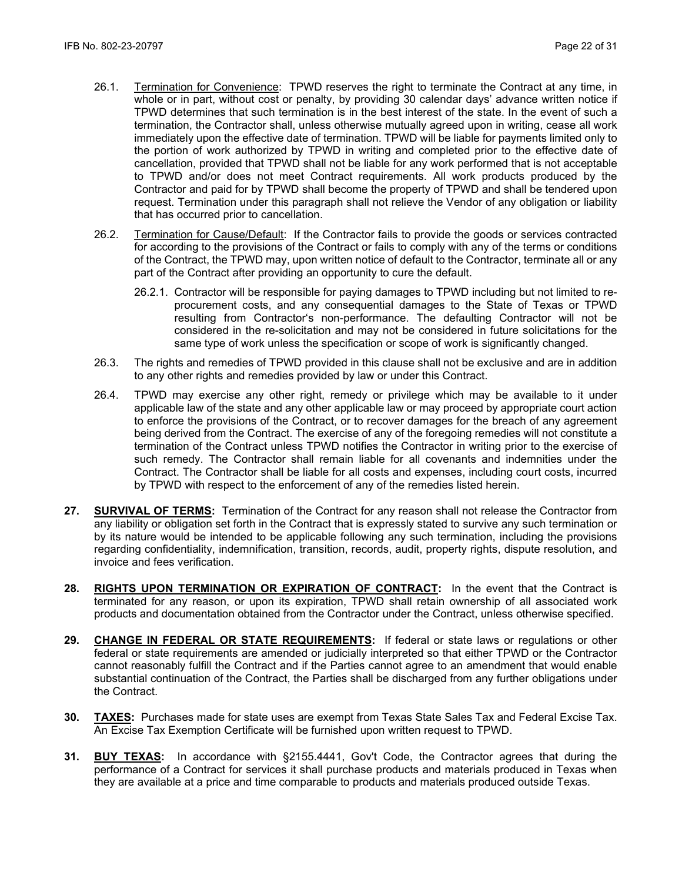26.1. <u>Termination for Convenience</u>: TPWD reserves the right to terminate the Contract at any time, in whole or in part, without cost or penalty, by providing 30 calendar days' advance written notice if TPWD determines that such termination is in the best interest of the state. In the event of such a termination, the Contractor shall, unless otherwise mutually agreed upon in writing, cease all work immediately upon the effective date of termination. TPWD will be liable for payments limited only to the portion of work authorized by TPWD in writing and completed prior to the effective date of cancellation, provided that TPWD shall not be liable for any work performed that is not acceptable to TPWD and/or does not meet Contract requirements. All work products produced by the Contractor and paid for by TPWD shall become the property of TPWD and shall be tendered upon request. Termination under this paragraph shall not relieve the Vendor of any obligation or liability that has occurred prior to cancellation.

26.2. <u>Termination for Cause/Default</u>: If the Contractor fails to provide the goods or services contracted for according to the provisions of the Contract or fails to comply with any of the terms or conditions of the Contract, the TPWD may, upon written notice of default to the Contractor, terminate all or any part of the Contract after providing an opportunity to cure the default.

26.2.1. Contractor will be responsible for paying damages to TPWD including but not limited to re-procurement costs, and any consequential damages to the State of Texas or TPWD resulting from Contractor's non-performance. The defaulting Contractor will not be considered in the re-solicitation and may not be considered in future solicitations for the same type of work unless the specification or scope of work is significantly changed.

26.3. The rights and remedies of TPWD provided in this clause shall not be exclusive and are in addition to any other rights and remedies provided by law or under this Contract.

26.4. TPWD may exercise any other right, remedy or privilege which may be available to it under applicable law of the state and any other applicable law or may proceed by appropriate court action to enforce the provisions of the Contract, or to recover damages for the breach of any agreement being derived from the Contract. The exercise of any of the foregoing remedies will not constitute a termination of the Contract unless TPWD notifies the Contractor in writing prior to the exercise of such remedy. The Contractor shall remain liable for all covenants and indemnities under the Contract. The Contractor shall be liable for all costs and expenses, including court costs, incurred by TPWD with respect to the enforcement of any of the remedies listed herein.

**27. <u>SURVIVAL OF TERMS</u>:** Termination of the Contract for any reason shall not release the Contractor from any liability or obligation set forth in the Contract that is expressly stated to survive any such termination or by its nature would be intended to be applicable following any such termination, including the provisions regarding confidentiality, indemnification, transition, records, audit, property rights, dispute resolution, and invoice and fees verification.

**28. <u>RIGHTS UPON TERMINATION OR EXPIRATION OF CONTRACT</u>:** In the event that the Contract is terminated for any reason, or upon its expiration, TPWD shall retain ownership of all associated work products and documentation obtained from the Contractor under the Contract, unless otherwise specified.

**29. <u>CHANGE IN FEDERAL OR STATE REQUIREMENTS</u>:** If federal or state laws or regulations or other federal or state requirements are amended or judicially interpreted so that either TPWD or the Contractor cannot reasonably fulfill the Contract and if the Parties cannot agree to an amendment that would enable substantial continuation of the Contract, the Parties shall be discharged from any further obligations under the Contract.

**30. <u>TAXES</u>:** Purchases made for state uses are exempt from Texas State Sales Tax and Federal Excise Tax. An Excise Tax Exemption Certificate will be furnished upon written request to TPWD.

**31. <u>BUY TEXAS</u>:** In accordance with §2155.4441, Gov't Code, the Contractor agrees that during the performance of a Contract for services it shall purchase products and materials produced in Texas when they are available at a price and time comparable to products and materials produced outside Texas.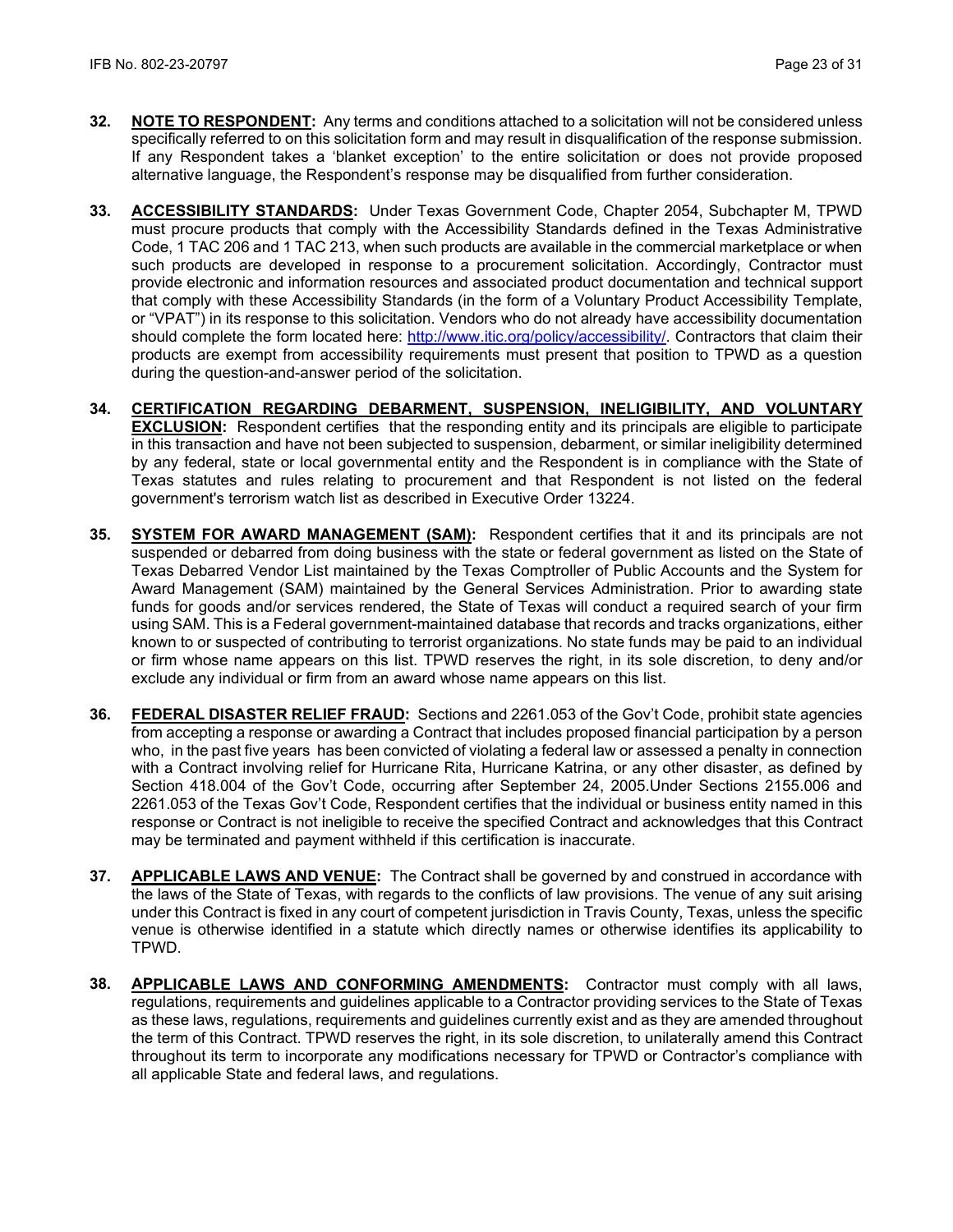**32. NOTE TO RESPONDENT:** Any terms and conditions attached to a solicitation will not be considered unless specifically referred to on this solicitation form and may result in disqualification of the response submission. If any Respondent takes a 'blanket exception' to the entire solicitation or does not provide proposed alternative language, the Respondent's response may be disqualified from further consideration.

**33. ACCESSIBILITY STANDARDS:** Under Texas Government Code, Chapter 2054, Subchapter M, TPWD must procure products that comply with the Accessibility Standards defined in the Texas Administrative Code, 1 TAC 206 and 1 TAC 213, when such products are available in the commercial marketplace or when such products are developed in response to a procurement solicitation. Accordingly, Contractor must provide electronic and information resources and associated product documentation and technical support that comply with these Accessibility Standards (in the form of a Voluntary Product Accessibility Template, or "VPAT") in its response to this solicitation. Vendors who do not already have accessibility documentation should complete the form located here: http://www.itic.org/policy/accessibility/. Contractors that claim their products are exempt from accessibility requirements must present that position to TPWD as a question during the question-and-answer period of the solicitation.

**34. CERTIFICATION REGARDING DEBARMENT, SUSPENSION, INELIGIBILITY, AND VOLUNTARY EXCLUSION:** Respondent certifies that the responding entity and its principals are eligible to participate in this transaction and have not been subjected to suspension, debarment, or similar ineligibility determined by any federal, state or local governmental entity and the Respondent is in compliance with the State of Texas statutes and rules relating to procurement and that Respondent is not listed on the federal government's terrorism watch list as described in Executive Order 13224.

**35. SYSTEM FOR AWARD MANAGEMENT (SAM):** Respondent certifies that it and its principals are not suspended or debarred from doing business with the state or federal government as listed on the State of Texas Debarred Vendor List maintained by the Texas Comptroller of Public Accounts and the System for Award Management (SAM) maintained by the General Services Administration. Prior to awarding state funds for goods and/or services rendered, the State of Texas will conduct a required search of your firm using SAM. This is a Federal government-maintained database that records and tracks organizations, either known to or suspected of contributing to terrorist organizations. No state funds may be paid to an individual or firm whose name appears on this list. TPWD reserves the right, in its sole discretion, to deny and/or exclude any individual or firm from an award whose name appears on this list.

**36. FEDERAL DISASTER RELIEF FRAUD:** Sections and 2261.053 of the Gov't Code, prohibit state agencies from accepting a response or awarding a Contract that includes proposed financial participation by a person who, in the past five years has been convicted of violating a federal law or assessed a penalty in connection with a Contract involving relief for Hurricane Rita, Hurricane Katrina, or any other disaster, as defined by Section 418.004 of the Gov't Code, occurring after September 24, 2005.Under Sections 2155.006 and 2261.053 of the Texas Gov't Code, Respondent certifies that the individual or business entity named in this response or Contract is not ineligible to receive the specified Contract and acknowledges that this Contract may be terminated and payment withheld if this certification is inaccurate.

**37. APPLICABLE LAWS AND VENUE:** The Contract shall be governed by and construed in accordance with the laws of the State of Texas, with regards to the conflicts of law provisions. The venue of any suit arising under this Contract is fixed in any court of competent jurisdiction in Travis County, Texas, unless the specific venue is otherwise identified in a statute which directly names or otherwise identifies its applicability to TPWD.

**38. APPLICABLE LAWS AND CONFORMING AMENDMENTS:** Contractor must comply with all laws, regulations, requirements and guidelines applicable to a Contractor providing services to the State of Texas as these laws, regulations, requirements and guidelines currently exist and as they are amended throughout the term of this Contract. TPWD reserves the right, in its sole discretion, to unilaterally amend this Contract throughout its term to incorporate any modifications necessary for TPWD or Contractor's compliance with all applicable State and federal laws, and regulations.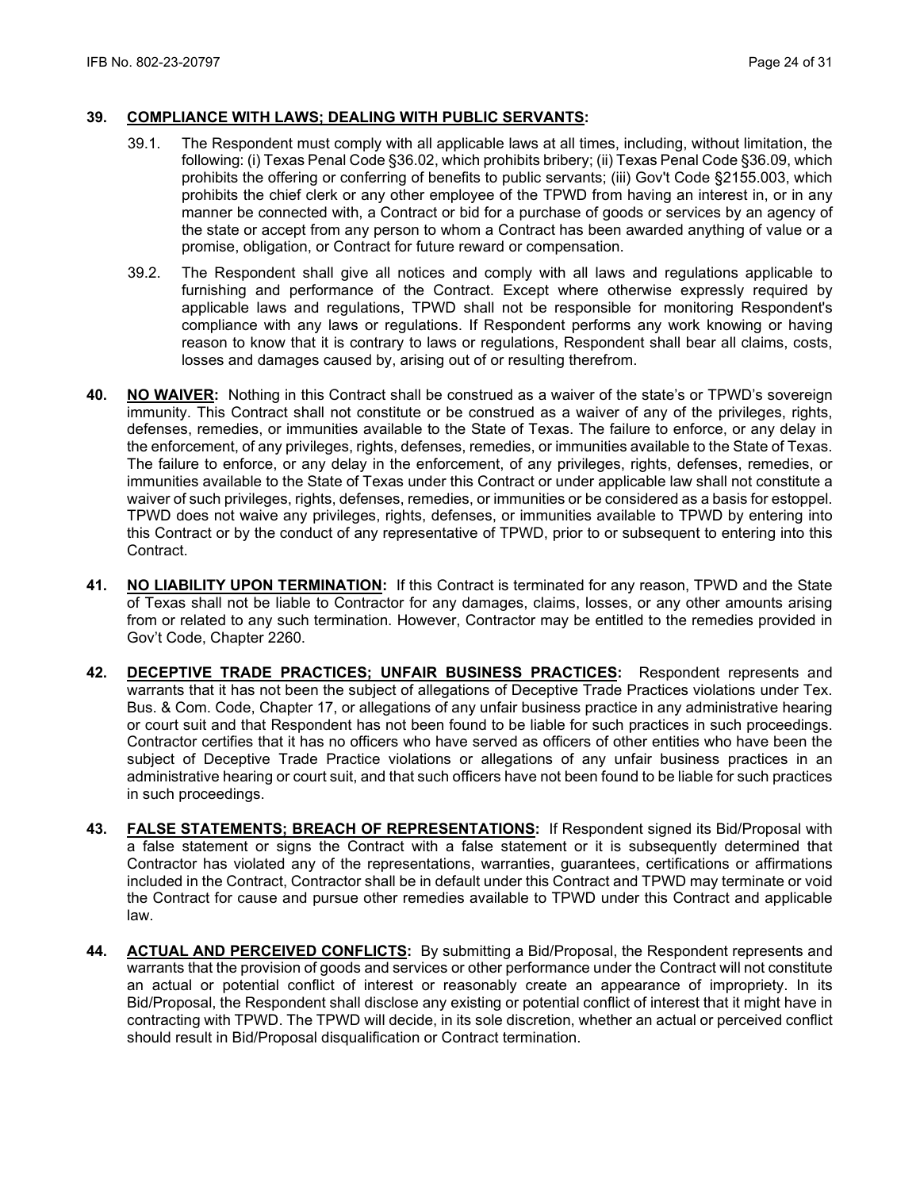**39. COMPLIANCE WITH LAWS; DEALING WITH PUBLIC SERVANTS:**

39.1. The Respondent must comply with all applicable laws at all times, including, without limitation, the following: (i) Texas Penal Code §36.02, which prohibits bribery; (ii) Texas Penal Code §36.09, which prohibits the offering or conferring of benefits to public servants; (iii) Gov't Code §2155.003, which prohibits the chief clerk or any other employee of the TPWD from having an interest in, or in any manner be connected with, a Contract or bid for a purchase of goods or services by an agency of the state or accept from any person to whom a Contract has been awarded anything of value or a promise, obligation, or Contract for future reward or compensation.

39.2. The Respondent shall give all notices and comply with all laws and regulations applicable to furnishing and performance of the Contract. Except where otherwise expressly required by applicable laws and regulations, TPWD shall not be responsible for monitoring Respondent's compliance with any laws or regulations. If Respondent performs any work knowing or having reason to know that it is contrary to laws or regulations, Respondent shall bear all claims, costs, losses and damages caused by, arising out of or resulting therefrom.

**40. NO WAIVER:** Nothing in this Contract shall be construed as a waiver of the state's or TPWD's sovereign immunity. This Contract shall not constitute or be construed as a waiver of any of the privileges, rights, defenses, remedies, or immunities available to the State of Texas. The failure to enforce, or any delay in the enforcement, of any privileges, rights, defenses, remedies, or immunities available to the State of Texas. The failure to enforce, or any delay in the enforcement, of any privileges, rights, defenses, remedies, or immunities available to the State of Texas under this Contract or under applicable law shall not constitute a waiver of such privileges, rights, defenses, remedies, or immunities or be considered as a basis for estoppel. TPWD does not waive any privileges, rights, defenses, or immunities available to TPWD by entering into this Contract or by the conduct of any representative of TPWD, prior to or subsequent to entering into this Contract.

**41. NO LIABILITY UPON TERMINATION:** If this Contract is terminated for any reason, TPWD and the State of Texas shall not be liable to Contractor for any damages, claims, losses, or any other amounts arising from or related to any such termination. However, Contractor may be entitled to the remedies provided in Gov't Code, Chapter 2260.

**42. DECEPTIVE TRADE PRACTICES; UNFAIR BUSINESS PRACTICES:** Respondent represents and warrants that it has not been the subject of allegations of Deceptive Trade Practices violations under Tex. Bus. & Com. Code, Chapter 17, or allegations of any unfair business practice in any administrative hearing or court suit and that Respondent has not been found to be liable for such practices in such proceedings. Contractor certifies that it has no officers who have served as officers of other entities who have been the subject of Deceptive Trade Practice violations or allegations of any unfair business practices in an administrative hearing or court suit, and that such officers have not been found to be liable for such practices in such proceedings.

**43. FALSE STATEMENTS; BREACH OF REPRESENTATIONS:** If Respondent signed its Bid/Proposal with a false statement or signs the Contract with a false statement or it is subsequently determined that Contractor has violated any of the representations, warranties, guarantees, certifications or affirmations included in the Contract, Contractor shall be in default under this Contract and TPWD may terminate or void the Contract for cause and pursue other remedies available to TPWD under this Contract and applicable law.

**44. ACTUAL AND PERCEIVED CONFLICTS:** By submitting a Bid/Proposal, the Respondent represents and warrants that the provision of goods and services or other performance under the Contract will not constitute an actual or potential conflict of interest or reasonably create an appearance of impropriety. In its Bid/Proposal, the Respondent shall disclose any existing or potential conflict of interest that it might have in contracting with TPWD. The TPWD will decide, in its sole discretion, whether an actual or perceived conflict should result in Bid/Proposal disqualification or Contract termination.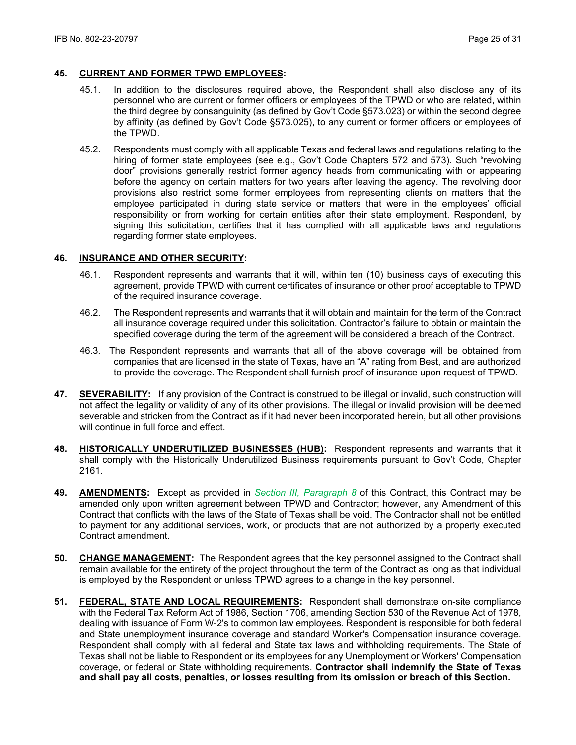**45. <u>CURRENT AND FORMER TPWD EMPLOYEES</u>:**

45.1. In addition to the disclosures required above, the Respondent shall also disclose any of its personnel who are current or former officers or employees of the TPWD or who are related, within the third degree by consanguinity (as defined by Gov't Code §573.023) or within the second degree by affinity (as defined by Gov't Code §573.025), to any current or former officers or employees of the TPWD.

45.2. Respondents must comply with all applicable Texas and federal laws and regulations relating to the hiring of former state employees (see e.g., Gov't Code Chapters 572 and 573). Such "revolving door" provisions generally restrict former agency heads from communicating with or appearing before the agency on certain matters for two years after leaving the agency. The revolving door provisions also restrict some former employees from representing clients on matters that the employee participated in during state service or matters that were in the employees' official responsibility or from working for certain entities after their state employment. Respondent, by signing this solicitation, certifies that it has complied with all applicable laws and regulations regarding former state employees.

**46. <u>INSURANCE AND OTHER SECURITY</u>:**

46.1. Respondent represents and warrants that it will, within ten (10) business days of executing this agreement, provide TPWD with current certificates of insurance or other proof acceptable to TPWD of the required insurance coverage.

46.2. The Respondent represents and warrants that it will obtain and maintain for the term of the Contract all insurance coverage required under this solicitation. Contractor's failure to obtain or maintain the specified coverage during the term of the agreement will be considered a breach of the Contract.

46.3. The Respondent represents and warrants that all of the above coverage will be obtained from companies that are licensed in the state of Texas, have an "A" rating from Best, and are authorized to provide the coverage. The Respondent shall furnish proof of insurance upon request of TPWD.

**47. <u>SEVERABILITY</u>:** If any provision of the Contract is construed to be illegal or invalid, such construction will not affect the legality or validity of any of its other provisions. The illegal or invalid provision will be deemed severable and stricken from the Contract as if it had never been incorporated herein, but all other provisions will continue in full force and effect.

**48. <u>HISTORICALLY UNDERUTILIZED BUSINESSES (HUB)</u>:** Respondent represents and warrants that it shall comply with the Historically Underutilized Business requirements pursuant to Gov't Code, Chapter 2161.

**49. <u>AMENDMENTS</u>:** Except as provided in *Section III, Paragraph 8* of this Contract, this Contract may be amended only upon written agreement between TPWD and Contractor; however, any Amendment of this Contract that conflicts with the laws of the State of Texas shall be void. The Contractor shall not be entitled to payment for any additional services, work, or products that are not authorized by a properly executed Contract amendment.

**50. <u>CHANGE MANAGEMENT</u>:** The Respondent agrees that the key personnel assigned to the Contract shall remain available for the entirety of the project throughout the term of the Contract as long as that individual is employed by the Respondent or unless TPWD agrees to a change in the key personnel.

**51. <u>FEDERAL, STATE AND LOCAL REQUIREMENTS</u>:** Respondent shall demonstrate on-site compliance with the Federal Tax Reform Act of 1986, Section 1706, amending Section 530 of the Revenue Act of 1978, dealing with issuance of Form W-2's to common law employees. Respondent is responsible for both federal and State unemployment insurance coverage and standard Worker's Compensation insurance coverage. Respondent shall comply with all federal and State tax laws and withholding requirements. The State of Texas shall not be liable to Respondent or its employees for any Unemployment or Workers' Compensation coverage, or federal or State withholding requirements. **Contractor shall indemnify the State of Texas and shall pay all costs, penalties, or losses resulting from its omission or breach of this Section.**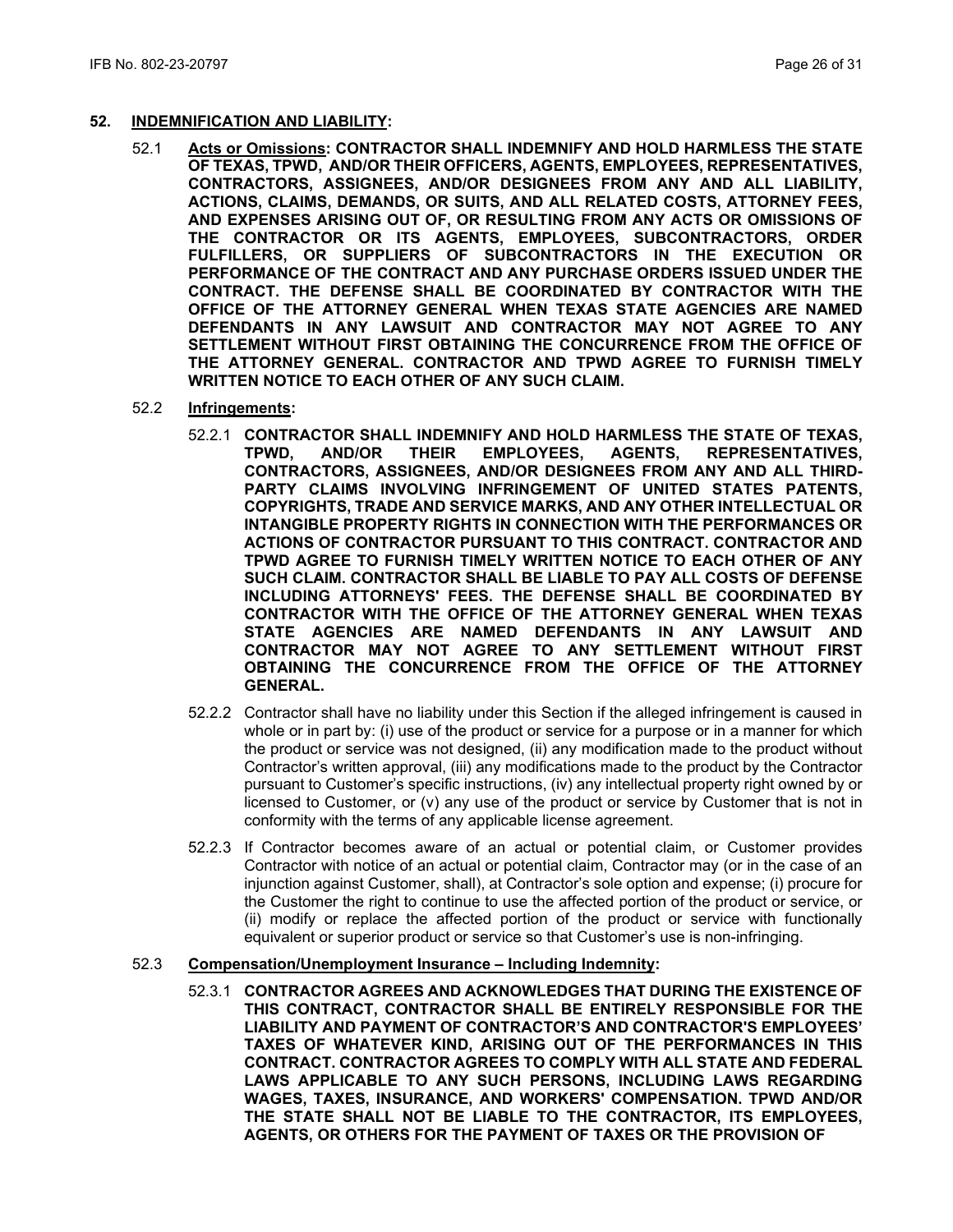## 52. INDEMNIFICATION AND LIABILITY:

52.1 **Acts or Omissions: CONTRACTOR SHALL INDEMNIFY AND HOLD HARMLESS THE STATE OF TEXAS, TPWD, AND/OR THEIR OFFICERS, AGENTS, EMPLOYEES, REPRESENTATIVES, CONTRACTORS, ASSIGNEES, AND/OR DESIGNEES FROM ANY AND ALL LIABILITY, ACTIONS, CLAIMS, DEMANDS, OR SUITS, AND ALL RELATED COSTS, ATTORNEY FEES, AND EXPENSES ARISING OUT OF, OR RESULTING FROM ANY ACTS OR OMISSIONS OF THE CONTRACTOR OR ITS AGENTS, EMPLOYEES, SUBCONTRACTORS, ORDER FULFILLERS, OR SUPPLIERS OF SUBCONTRACTORS IN THE EXECUTION OR PERFORMANCE OF THE CONTRACT AND ANY PURCHASE ORDERS ISSUED UNDER THE CONTRACT. THE DEFENSE SHALL BE COORDINATED BY CONTRACTOR WITH THE OFFICE OF THE ATTORNEY GENERAL WHEN TEXAS STATE AGENCIES ARE NAMED DEFENDANTS IN ANY LAWSUIT AND CONTRACTOR MAY NOT AGREE TO ANY SETTLEMENT WITHOUT FIRST OBTAINING THE CONCURRENCE FROM THE OFFICE OF THE ATTORNEY GENERAL. CONTRACTOR AND TPWD AGREE TO FURNISH TIMELY WRITTEN NOTICE TO EACH OTHER OF ANY SUCH CLAIM.**

52.2 **Infringements:**

52.2.1 **CONTRACTOR SHALL INDEMNIFY AND HOLD HARMLESS THE STATE OF TEXAS, TPWD, AND/OR THEIR EMPLOYEES, AGENTS, REPRESENTATIVES, CONTRACTORS, ASSIGNEES, AND/OR DESIGNEES FROM ANY AND ALL THIRD-PARTY CLAIMS INVOLVING INFRINGEMENT OF UNITED STATES PATENTS, COPYRIGHTS, TRADE AND SERVICE MARKS, AND ANY OTHER INTELLECTUAL OR INTANGIBLE PROPERTY RIGHTS IN CONNECTION WITH THE PERFORMANCES OR ACTIONS OF CONTRACTOR PURSUANT TO THIS CONTRACT. CONTRACTOR AND TPWD AGREE TO FURNISH TIMELY WRITTEN NOTICE TO EACH OTHER OF ANY SUCH CLAIM. CONTRACTOR SHALL BE LIABLE TO PAY ALL COSTS OF DEFENSE INCLUDING ATTORNEYS' FEES. THE DEFENSE SHALL BE COORDINATED BY CONTRACTOR WITH THE OFFICE OF THE ATTORNEY GENERAL WHEN TEXAS STATE AGENCIES ARE NAMED DEFENDANTS IN ANY LAWSUIT AND CONTRACTOR MAY NOT AGREE TO ANY SETTLEMENT WITHOUT FIRST OBTAINING THE CONCURRENCE FROM THE OFFICE OF THE ATTORNEY GENERAL.**

52.2.2 Contractor shall have no liability under this Section if the alleged infringement is caused in whole or in part by: (i) use of the product or service for a purpose or in a manner for which the product or service was not designed, (ii) any modification made to the product without Contractor's written approval, (iii) any modifications made to the product by the Contractor pursuant to Customer's specific instructions, (iv) any intellectual property right owned by or licensed to Customer, or (v) any use of the product or service by Customer that is not in conformity with the terms of any applicable license agreement.

52.2.3 If Contractor becomes aware of an actual or potential claim, or Customer provides Contractor with notice of an actual or potential claim, Contractor may (or in the case of an injunction against Customer, shall), at Contractor's sole option and expense; (i) procure for the Customer the right to continue to use the affected portion of the product or service, or (ii) modify or replace the affected portion of the product or service with functionally equivalent or superior product or service so that Customer's use is non-infringing.

52.3 **Compensation/Unemployment Insurance – Including Indemnity:**

52.3.1 **CONTRACTOR AGREES AND ACKNOWLEDGES THAT DURING THE EXISTENCE OF THIS CONTRACT, CONTRACTOR SHALL BE ENTIRELY RESPONSIBLE FOR THE LIABILITY AND PAYMENT OF CONTRACTOR'S AND CONTRACTOR'S EMPLOYEES' TAXES OF WHATEVER KIND, ARISING OUT OF THE PERFORMANCES IN THIS CONTRACT. CONTRACTOR AGREES TO COMPLY WITH ALL STATE AND FEDERAL LAWS APPLICABLE TO ANY SUCH PERSONS, INCLUDING LAWS REGARDING WAGES, TAXES, INSURANCE, AND WORKERS' COMPENSATION. TPWD AND/OR THE STATE SHALL NOT BE LIABLE TO THE CONTRACTOR, ITS EMPLOYEES, AGENTS, OR OTHERS FOR THE PAYMENT OF TAXES OR THE PROVISION OF**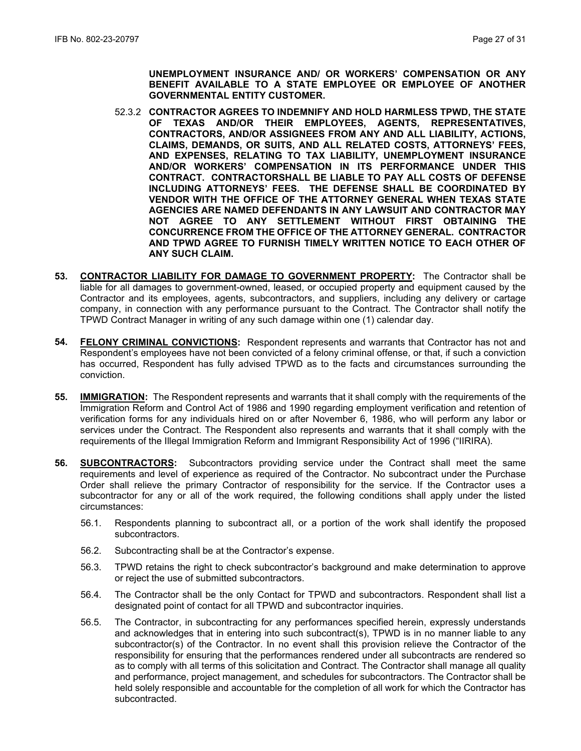**UNEMPLOYMENT INSURANCE AND/ OR WORKERS' COMPENSATION OR ANY BENEFIT AVAILABLE TO A STATE EMPLOYEE OR EMPLOYEE OF ANOTHER GOVERNMENTAL ENTITY CUSTOMER.**

52.3.2 **CONTRACTOR AGREES TO INDEMNIFY AND HOLD HARMLESS TPWD, THE STATE OF TEXAS AND/OR THEIR EMPLOYEES, AGENTS, REPRESENTATIVES, CONTRACTORS, AND/OR ASSIGNEES FROM ANY AND ALL LIABILITY, ACTIONS, CLAIMS, DEMANDS, OR SUITS, AND ALL RELATED COSTS, ATTORNEYS' FEES, AND EXPENSES, RELATING TO TAX LIABILITY, UNEMPLOYMENT INSURANCE AND/OR WORKERS' COMPENSATION IN ITS PERFORMANCE UNDER THIS CONTRACT. CONTRACTORSHALL BE LIABLE TO PAY ALL COSTS OF DEFENSE INCLUDING ATTORNEYS' FEES. THE DEFENSE SHALL BE COORDINATED BY VENDOR WITH THE OFFICE OF THE ATTORNEY GENERAL WHEN TEXAS STATE AGENCIES ARE NAMED DEFENDANTS IN ANY LAWSUIT AND CONTRACTOR MAY NOT AGREE TO ANY SETTLEMENT WITHOUT FIRST OBTAINING THE CONCURRENCE FROM THE OFFICE OF THE ATTORNEY GENERAL. CONTRACTOR AND TPWD AGREE TO FURNISH TIMELY WRITTEN NOTICE TO EACH OTHER OF ANY SUCH CLAIM.**

**53. CONTRACTOR LIABILITY FOR DAMAGE TO GOVERNMENT PROPERTY:** The Contractor shall be liable for all damages to government-owned, leased, or occupied property and equipment caused by the Contractor and its employees, agents, subcontractors, and suppliers, including any delivery or cartage company, in connection with any performance pursuant to the Contract. The Contractor shall notify the TPWD Contract Manager in writing of any such damage within one (1) calendar day.

**54. FELONY CRIMINAL CONVICTIONS:** Respondent represents and warrants that Contractor has not and Respondent's employees have not been convicted of a felony criminal offense, or that, if such a conviction has occurred, Respondent has fully advised TPWD as to the facts and circumstances surrounding the conviction.

**55. IMMIGRATION:** The Respondent represents and warrants that it shall comply with the requirements of the Immigration Reform and Control Act of 1986 and 1990 regarding employment verification and retention of verification forms for any individuals hired on or after November 6, 1986, who will perform any labor or services under the Contract. The Respondent also represents and warrants that it shall comply with the requirements of the Illegal Immigration Reform and Immigrant Responsibility Act of 1996 ("IIRIRA).

**56. SUBCONTRACTORS:** Subcontractors providing service under the Contract shall meet the same requirements and level of experience as required of the Contractor. No subcontract under the Purchase Order shall relieve the primary Contractor of responsibility for the service. If the Contractor uses a subcontractor for any or all of the work required, the following conditions shall apply under the listed circumstances:

56.1. Respondents planning to subcontract all, or a portion of the work shall identify the proposed subcontractors.

56.2. Subcontracting shall be at the Contractor's expense.

56.3. TPWD retains the right to check subcontractor's background and make determination to approve or reject the use of submitted subcontractors.

56.4. The Contractor shall be the only Contact for TPWD and subcontractors. Respondent shall list a designated point of contact for all TPWD and subcontractor inquiries.

56.5. The Contractor, in subcontracting for any performances specified herein, expressly understands and acknowledges that in entering into such subcontract(s), TPWD is in no manner liable to any subcontractor(s) of the Contractor. In no event shall this provision relieve the Contractor of the responsibility for ensuring that the performances rendered under all subcontracts are rendered so as to comply with all terms of this solicitation and Contract. The Contractor shall manage all quality and performance, project management, and schedules for subcontractors. The Contractor shall be held solely responsible and accountable for the completion of all work for which the Contractor has subcontracted.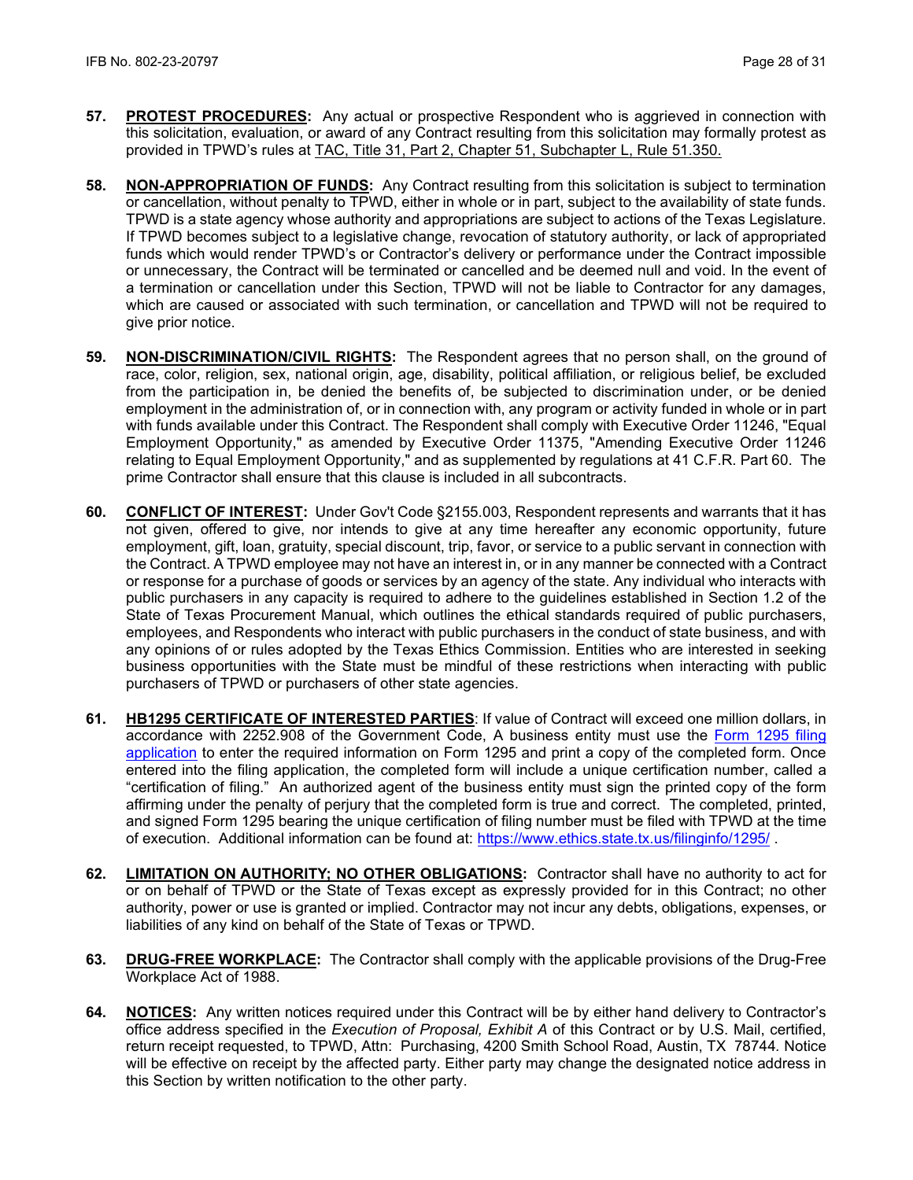57. **PROTEST PROCEDURES:** Any actual or prospective Respondent who is aggrieved in connection with this solicitation, evaluation, or award of any Contract resulting from this solicitation may formally protest as provided in TPWD's rules at TAC, Title 31, Part 2, Chapter 51, Subchapter L, Rule 51.350.

58. **NON-APPROPRIATION OF FUNDS:** Any Contract resulting from this solicitation is subject to termination or cancellation, without penalty to TPWD, either in whole or in part, subject to the availability of state funds. TPWD is a state agency whose authority and appropriations are subject to actions of the Texas Legislature. If TPWD becomes subject to a legislative change, revocation of statutory authority, or lack of appropriated funds which would render TPWD's or Contractor's delivery or performance under the Contract impossible or unnecessary, the Contract will be terminated or cancelled and be deemed null and void. In the event of a termination or cancellation under this Section, TPWD will not be liable to Contractor for any damages, which are caused or associated with such termination, or cancellation and TPWD will not be required to give prior notice.

59. **NON-DISCRIMINATION/CIVIL RIGHTS:** The Respondent agrees that no person shall, on the ground of race, color, religion, sex, national origin, age, disability, political affiliation, or religious belief, be excluded from the participation in, be denied the benefits of, be subjected to discrimination under, or be denied employment in the administration of, or in connection with, any program or activity funded in whole or in part with funds available under this Contract. The Respondent shall comply with Executive Order 11246, "Equal Employment Opportunity," as amended by Executive Order 11375, "Amending Executive Order 11246 relating to Equal Employment Opportunity," and as supplemented by regulations at 41 C.F.R. Part 60. The prime Contractor shall ensure that this clause is included in all subcontracts.

60. **CONFLICT OF INTEREST:** Under Gov't Code §2155.003, Respondent represents and warrants that it has not given, offered to give, nor intends to give at any time hereafter any economic opportunity, future employment, gift, loan, gratuity, special discount, trip, favor, or service to a public servant in connection with the Contract. A TPWD employee may not have an interest in, or in any manner be connected with a Contract or response for a purchase of goods or services by an agency of the state. Any individual who interacts with public purchasers in any capacity is required to adhere to the guidelines established in Section 1.2 of the State of Texas Procurement Manual, which outlines the ethical standards required of public purchasers, employees, and Respondents who interact with public purchasers in the conduct of state business, and with any opinions of or rules adopted by the Texas Ethics Commission. Entities who are interested in seeking business opportunities with the State must be mindful of these restrictions when interacting with public purchasers of TPWD or purchasers of other state agencies.

61. **HB1295 CERTIFICATE OF INTERESTED PARTIES**: If value of Contract will exceed one million dollars, in accordance with 2252.908 of the Government Code, A business entity must use the Form 1295 filing application to enter the required information on Form 1295 and print a copy of the completed form. Once entered into the filing application, the completed form will include a unique certification number, called a "certification of filing." An authorized agent of the business entity must sign the printed copy of the form affirming under the penalty of perjury that the completed form is true and correct. The completed, printed, and signed Form 1295 bearing the unique certification of filing number must be filed with TPWD at the time of execution. Additional information can be found at: https://www.ethics.state.tx.us/filinginfo/1295/ .

62. **LIMITATION ON AUTHORITY; NO OTHER OBLIGATIONS:** Contractor shall have no authority to act for or on behalf of TPWD or the State of Texas except as expressly provided for in this Contract; no other authority, power or use is granted or implied. Contractor may not incur any debts, obligations, expenses, or liabilities of any kind on behalf of the State of Texas or TPWD.

63. **DRUG-FREE WORKPLACE:** The Contractor shall comply with the applicable provisions of the Drug-Free Workplace Act of 1988.

64. **NOTICES:** Any written notices required under this Contract will be by either hand delivery to Contractor's office address specified in the *Execution of Proposal, Exhibit A* of this Contract or by U.S. Mail, certified, return receipt requested, to TPWD, Attn: Purchasing, 4200 Smith School Road, Austin, TX 78744. Notice will be effective on receipt by the affected party. Either party may change the designated notice address in this Section by written notification to the other party.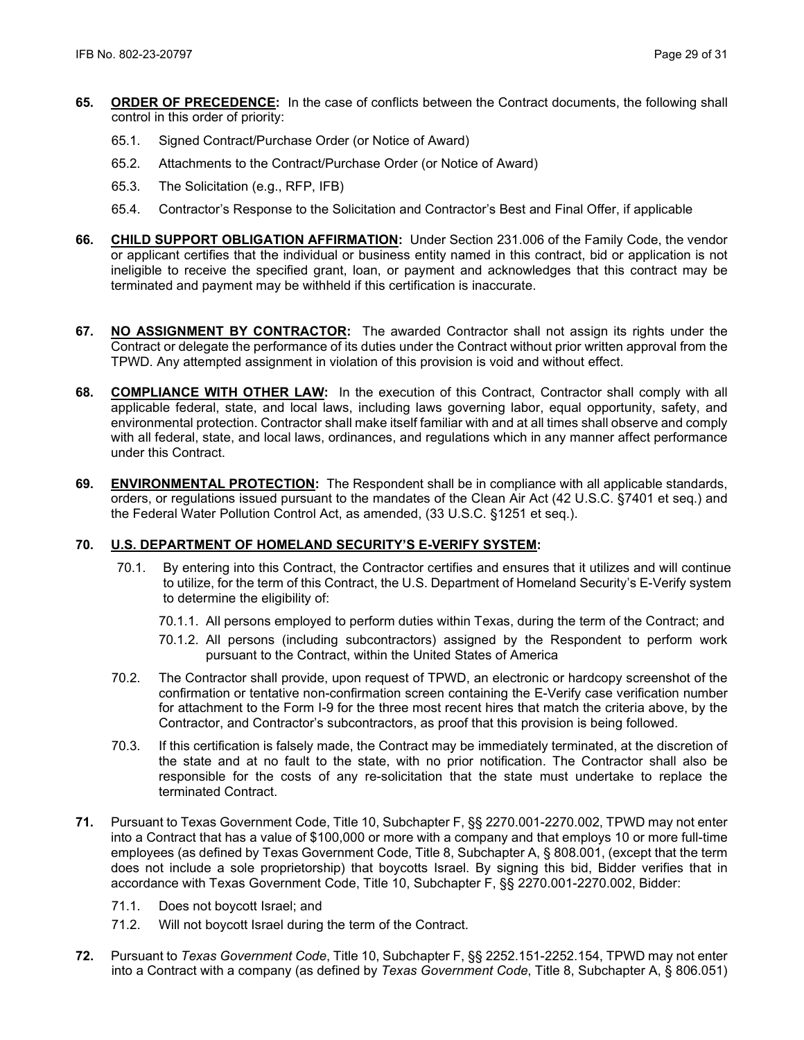**65.** **ORDER OF PRECEDENCE:** In the case of conflicts between the Contract documents, the following shall control in this order of priority:

65.1. Signed Contract/Purchase Order (or Notice of Award)

65.2. Attachments to the Contract/Purchase Order (or Notice of Award)

65.3. The Solicitation (e.g., RFP, IFB)

65.4. Contractor's Response to the Solicitation and Contractor's Best and Final Offer, if applicable

**66.** **CHILD SUPPORT OBLIGATION AFFIRMATION:** Under Section 231.006 of the Family Code, the vendor or applicant certifies that the individual or business entity named in this contract, bid or application is not ineligible to receive the specified grant, loan, or payment and acknowledges that this contract may be terminated and payment may be withheld if this certification is inaccurate.

**67.** **NO ASSIGNMENT BY CONTRACTOR:** The awarded Contractor shall not assign its rights under the Contract or delegate the performance of its duties under the Contract without prior written approval from the TPWD. Any attempted assignment in violation of this provision is void and without effect.

**68.** **COMPLIANCE WITH OTHER LAW:** In the execution of this Contract, Contractor shall comply with all applicable federal, state, and local laws, including laws governing labor, equal opportunity, safety, and environmental protection. Contractor shall make itself familiar with and at all times shall observe and comply with all federal, state, and local laws, ordinances, and regulations which in any manner affect performance under this Contract.

**69.** **ENVIRONMENTAL PROTECTION:** The Respondent shall be in compliance with all applicable standards, orders, or regulations issued pursuant to the mandates of the Clean Air Act (42 U.S.C. §7401 et seq.) and the Federal Water Pollution Control Act, as amended, (33 U.S.C. §1251 et seq.).

**70.** **U.S. DEPARTMENT OF HOMELAND SECURITY'S E-VERIFY SYSTEM:**

70.1. By entering into this Contract, the Contractor certifies and ensures that it utilizes and will continue to utilize, for the term of this Contract, the U.S. Department of Homeland Security's E-Verify system to determine the eligibility of:

70.1.1. All persons employed to perform duties within Texas, during the term of the Contract; and

70.1.2. All persons (including subcontractors) assigned by the Respondent to perform work pursuant to the Contract, within the United States of America

70.2. The Contractor shall provide, upon request of TPWD, an electronic or hardcopy screenshot of the confirmation or tentative non-confirmation screen containing the E-Verify case verification number for attachment to the Form I-9 for the three most recent hires that match the criteria above, by the Contractor, and Contractor's subcontractors, as proof that this provision is being followed.

70.3. If this certification is falsely made, the Contract may be immediately terminated, at the discretion of the state and at no fault to the state, with no prior notification. The Contractor shall also be responsible for the costs of any re-solicitation that the state must undertake to replace the terminated Contract.

**71.** Pursuant to Texas Government Code, Title 10, Subchapter F, §§ 2270.001-2270.002, TPWD may not enter into a Contract that has a value of $100,000 or more with a company and that employs 10 or more full-time employees (as defined by Texas Government Code, Title 8, Subchapter A, § 808.001, (except that the term does not include a sole proprietorship) that boycotts Israel. By signing this bid, Bidder verifies that in accordance with Texas Government Code, Title 10, Subchapter F, §§ 2270.001-2270.002, Bidder:

71.1. Does not boycott Israel; and

71.2. Will not boycott Israel during the term of the Contract.

**72.** Pursuant to *Texas Government Code*, Title 10, Subchapter F, §§ 2252.151-2252.154, TPWD may not enter into a Contract with a company (as defined by *Texas Government Code*, Title 8, Subchapter A, § 806.051)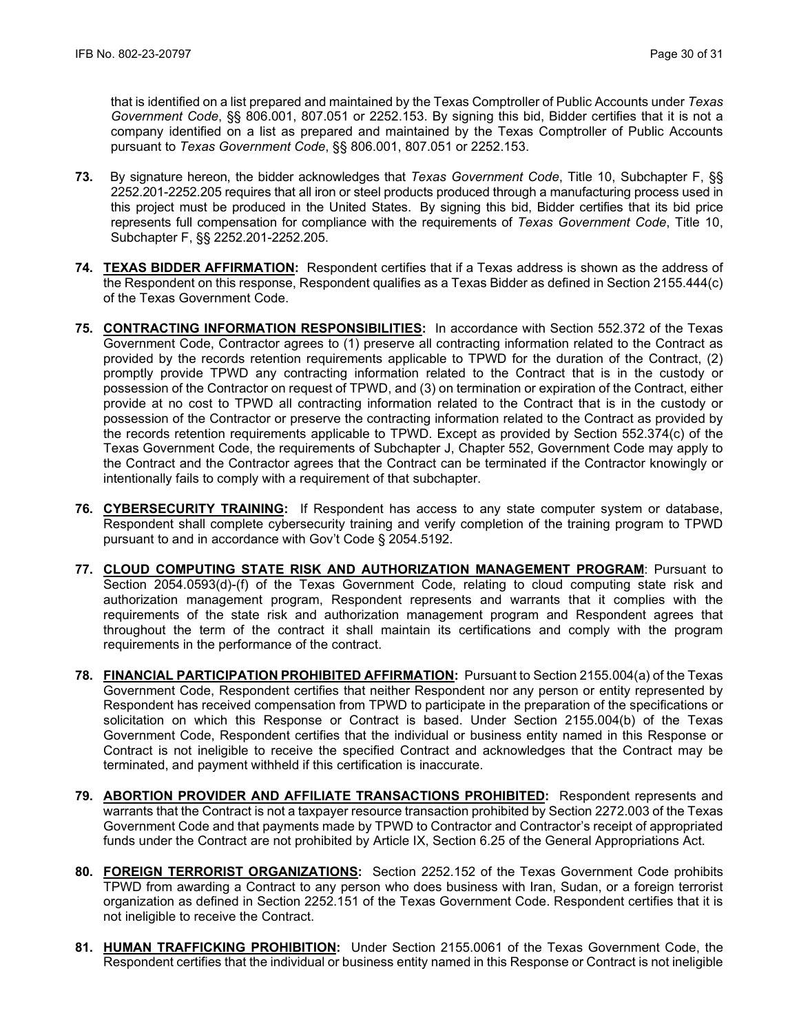that is identified on a list prepared and maintained by the Texas Comptroller of Public Accounts under *Texas Government Code*, §§ 806.001, 807.051 or 2252.153. By signing this bid, Bidder certifies that it is not a company identified on a list as prepared and maintained by the Texas Comptroller of Public Accounts pursuant to *Texas Government Code*, §§ 806.001, 807.051 or 2252.153.

**73.** By signature hereon, the bidder acknowledges that *Texas Government Code*, Title 10, Subchapter F, §§ 2252.201-2252.205 requires that all iron or steel products produced through a manufacturing process used in this project must be produced in the United States. By signing this bid, Bidder certifies that its bid price represents full compensation for compliance with the requirements of *Texas Government Code*, Title 10, Subchapter F, §§ 2252.201-2252.205.

**74. <u>TEXAS BIDDER AFFIRMATION</u>:** Respondent certifies that if a Texas address is shown as the address of the Respondent on this response, Respondent qualifies as a Texas Bidder as defined in Section 2155.444(c) of the Texas Government Code.

**75. <u>CONTRACTING INFORMATION RESPONSIBILITIES</u>:** In accordance with Section 552.372 of the Texas Government Code, Contractor agrees to (1) preserve all contracting information related to the Contract as provided by the records retention requirements applicable to TPWD for the duration of the Contract, (2) promptly provide TPWD any contracting information related to the Contract that is in the custody or possession of the Contractor on request of TPWD, and (3) on termination or expiration of the Contract, either provide at no cost to TPWD all contracting information related to the Contract that is in the custody or possession of the Contractor or preserve the contracting information related to the Contract as provided by the records retention requirements applicable to TPWD. Except as provided by Section 552.374(c) of the Texas Government Code, the requirements of Subchapter J, Chapter 552, Government Code may apply to the Contract and the Contractor agrees that the Contract can be terminated if the Contractor knowingly or intentionally fails to comply with a requirement of that subchapter.

**76. <u>CYBERSECURITY TRAINING</u>:** If Respondent has access to any state computer system or database, Respondent shall complete cybersecurity training and verify completion of the training program to TPWD pursuant to and in accordance with Gov't Code § 2054.5192.

**77. <u>CLOUD COMPUTING STATE RISK AND AUTHORIZATION MANAGEMENT PROGRAM</u>**: Pursuant to Section 2054.0593(d)-(f) of the Texas Government Code, relating to cloud computing state risk and authorization management program, Respondent represents and warrants that it complies with the requirements of the state risk and authorization management program and Respondent agrees that throughout the term of the contract it shall maintain its certifications and comply with the program requirements in the performance of the contract.

**78. <u>FINANCIAL PARTICIPATION PROHIBITED AFFIRMATION</u>:** Pursuant to Section 2155.004(a) of the Texas Government Code, Respondent certifies that neither Respondent nor any person or entity represented by Respondent has received compensation from TPWD to participate in the preparation of the specifications or solicitation on which this Response or Contract is based. Under Section 2155.004(b) of the Texas Government Code, Respondent certifies that the individual or business entity named in this Response or Contract is not ineligible to receive the specified Contract and acknowledges that the Contract may be terminated, and payment withheld if this certification is inaccurate.

**79. <u>ABORTION PROVIDER AND AFFILIATE TRANSACTIONS PROHIBITED</u>:** Respondent represents and warrants that the Contract is not a taxpayer resource transaction prohibited by Section 2272.003 of the Texas Government Code and that payments made by TPWD to Contractor and Contractor's receipt of appropriated funds under the Contract are not prohibited by Article IX, Section 6.25 of the General Appropriations Act.

**80. <u>FOREIGN TERRORIST ORGANIZATIONS</u>:** Section 2252.152 of the Texas Government Code prohibits TPWD from awarding a Contract to any person who does business with Iran, Sudan, or a foreign terrorist organization as defined in Section 2252.151 of the Texas Government Code. Respondent certifies that it is not ineligible to receive the Contract.

**81. <u>HUMAN TRAFFICKING PROHIBITION</u>:** Under Section 2155.0061 of the Texas Government Code, the Respondent certifies that the individual or business entity named in this Response or Contract is not ineligible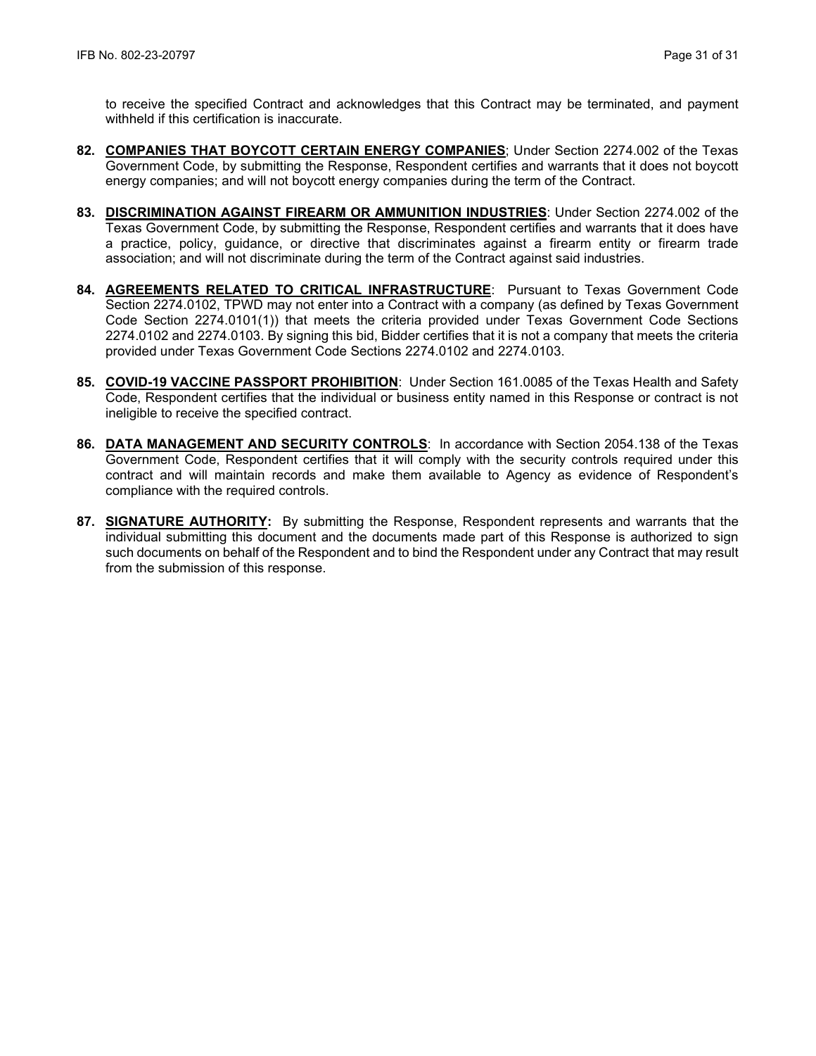to receive the specified Contract and acknowledges that this Contract may be terminated, and payment withheld if this certification is inaccurate.

**82. <u>COMPANIES THAT BOYCOTT CERTAIN ENERGY COMPANIES</u>**; Under Section 2274.002 of the Texas Government Code, by submitting the Response, Respondent certifies and warrants that it does not boycott energy companies; and will not boycott energy companies during the term of the Contract.

**83. <u>DISCRIMINATION AGAINST FIREARM OR AMMUNITION INDUSTRIES</u>**: Under Section 2274.002 of the Texas Government Code, by submitting the Response, Respondent certifies and warrants that it does have a practice, policy, guidance, or directive that discriminates against a firearm entity or firearm trade association; and will not discriminate during the term of the Contract against said industries.

**84. <u>AGREEMENTS RELATED TO CRITICAL INFRASTRUCTURE</u>**: Pursuant to Texas Government Code Section 2274.0102, TPWD may not enter into a Contract with a company (as defined by Texas Government Code Section 2274.0101(1)) that meets the criteria provided under Texas Government Code Sections 2274.0102 and 2274.0103. By signing this bid, Bidder certifies that it is not a company that meets the criteria provided under Texas Government Code Sections 2274.0102 and 2274.0103.

**85. <u>COVID-19 VACCINE PASSPORT PROHIBITION</u>**: Under Section 161.0085 of the Texas Health and Safety Code, Respondent certifies that the individual or business entity named in this Response or contract is not ineligible to receive the specified contract.

**86. <u>DATA MANAGEMENT AND SECURITY CONTROLS</u>**: In accordance with Section 2054.138 of the Texas Government Code, Respondent certifies that it will comply with the security controls required under this contract and will maintain records and make them available to Agency as evidence of Respondent's compliance with the required controls.

**87. <u>SIGNATURE AUTHORITY:</u>** By submitting the Response, Respondent represents and warrants that the individual submitting this document and the documents made part of this Response is authorized to sign such documents on behalf of the Respondent and to bind the Respondent under any Contract that may result from the submission of this response.